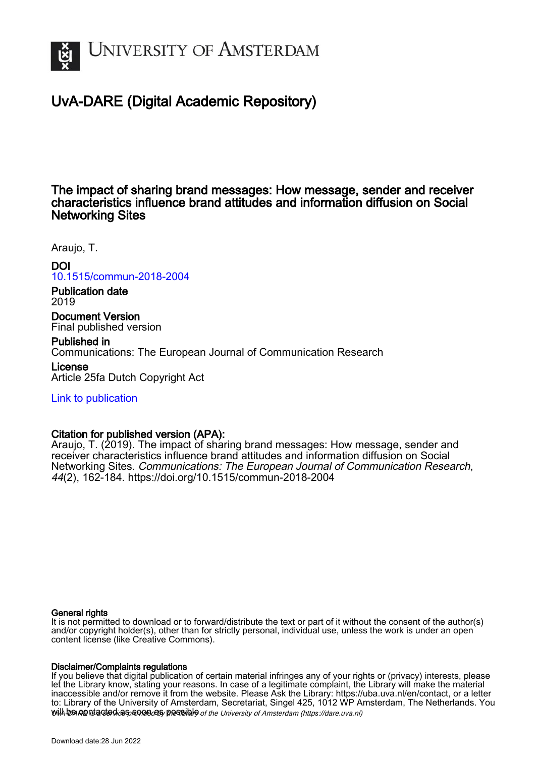# UvA-DARE (Digital Academic Repository)

## The impact of sharing brand messages: How message, sender and receiver characteristics influence brand attitudes and information diffusion on Social Networking Sites

Araujo, T.

**DOI**
10.1515/commun-2018-2004

**Publication date**
2019

**Document Version**
Final published version

**Published in**
Communications: The European Journal of Communication Research

**License**
Article 25fa Dutch Copyright Act

Link to publication

**Citation for published version (APA):**
Araujo, T. (2019). The impact of sharing brand messages: How message, sender and receiver characteristics influence brand attitudes and information diffusion on Social Networking Sites. *Communications: The European Journal of Communication Research*, *44*(2), 162-184. https://doi.org/10.1515/commun-2018-2004

**General rights**
It is not permitted to download or to forward/distribute the text or part of it without the consent of the author(s) and/or copyright holder(s), other than for strictly personal, individual use, unless the work is under an open content license (like Creative Commons).

**Disclaimer/Complaints regulations**
If you believe that digital publication of certain material infringes any of your rights or (privacy) interests, please let the Library know, stating your reasons. In case of a legitimate complaint, the Library will make the material inaccessible and/or remove it from the website. Please Ask the Library: https://uba.uva.nl/en/contact, or a letter to: Library of the University of Amsterdam, Secretariat, Singel 425, 1012 WP Amsterdam, The Netherlands. You will be contacted as soon as possible.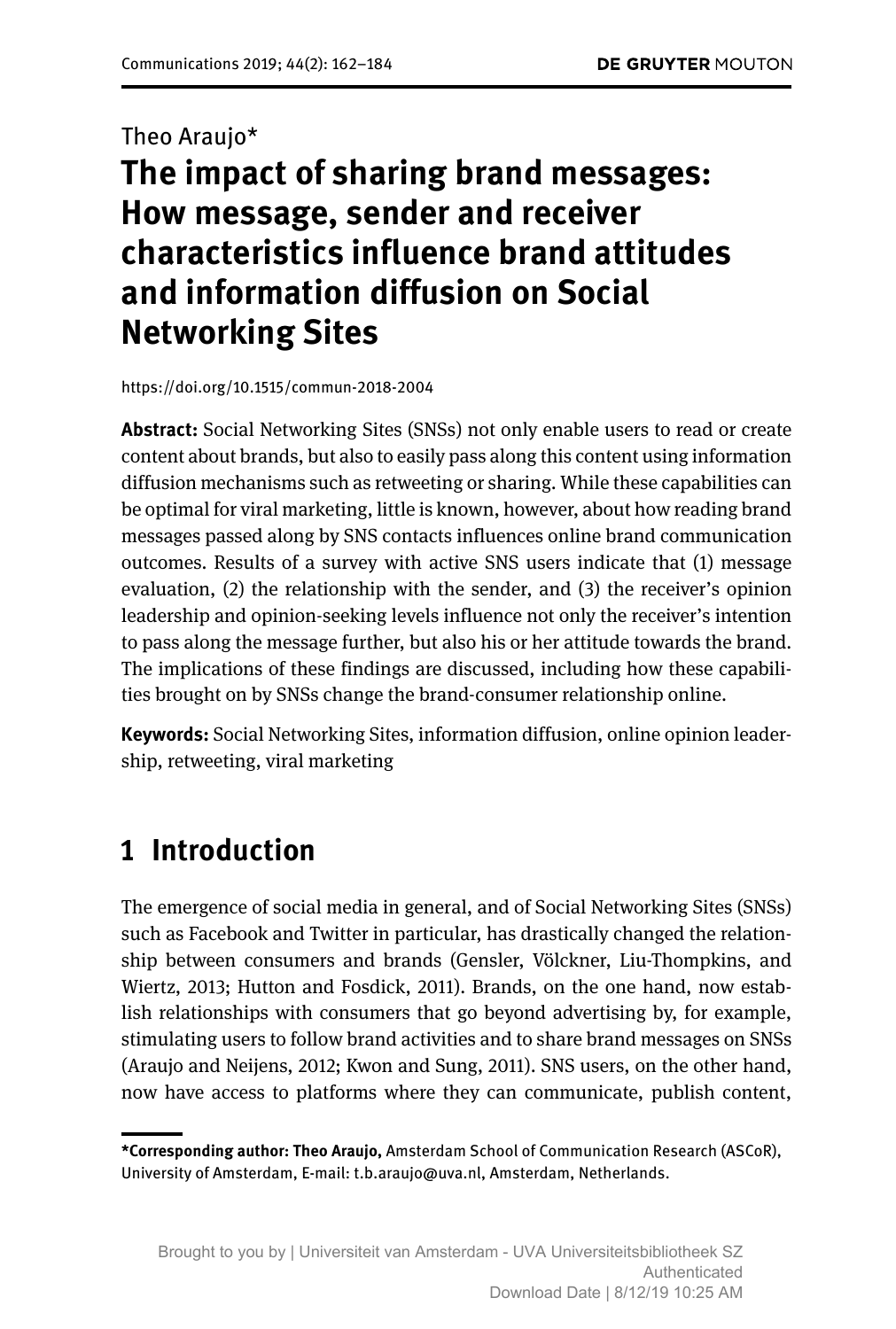Theo Araujo*

# The impact of sharing brand messages: How message, sender and receiver characteristics influence brand attitudes and information diffusion on Social Networking Sites

https://doi.org/10.1515/commun-2018-2004

**Abstract:** Social Networking Sites (SNSs) not only enable users to read or create content about brands, but also to easily pass along this content using information diffusion mechanisms such as retweeting or sharing. While these capabilities can be optimal for viral marketing, little is known, however, about how reading brand messages passed along by SNS contacts influences online brand communication outcomes. Results of a survey with active SNS users indicate that (1) message evaluation, (2) the relationship with the sender, and (3) the receiver's opinion leadership and opinion-seeking levels influence not only the receiver's intention to pass along the message further, but also his or her attitude towards the brand. The implications of these findings are discussed, including how these capabilities brought on by SNSs change the brand-consumer relationship online.

**Keywords:** Social Networking Sites, information diffusion, online opinion leadership, retweeting, viral marketing

## 1 Introduction

The emergence of social media in general, and of Social Networking Sites (SNSs) such as Facebook and Twitter in particular, has drastically changed the relationship between consumers and brands (Gensler, Völckner, Liu-Thompkins, and Wiertz, 2013; Hutton and Fosdick, 2011). Brands, on the one hand, now establish relationships with consumers that go beyond advertising by, for example, stimulating users to follow brand activities and to share brand messages on SNSs (Araujo and Neijens, 2012; Kwon and Sung, 2011). SNS users, on the other hand, now have access to platforms where they can communicate, publish content,

---

***Corresponding author: Theo Araujo,** Amsterdam School of Communication Research (ASCoR), University of Amsterdam, E-mail: t.b.araujo@uva.nl, Amsterdam, Netherlands.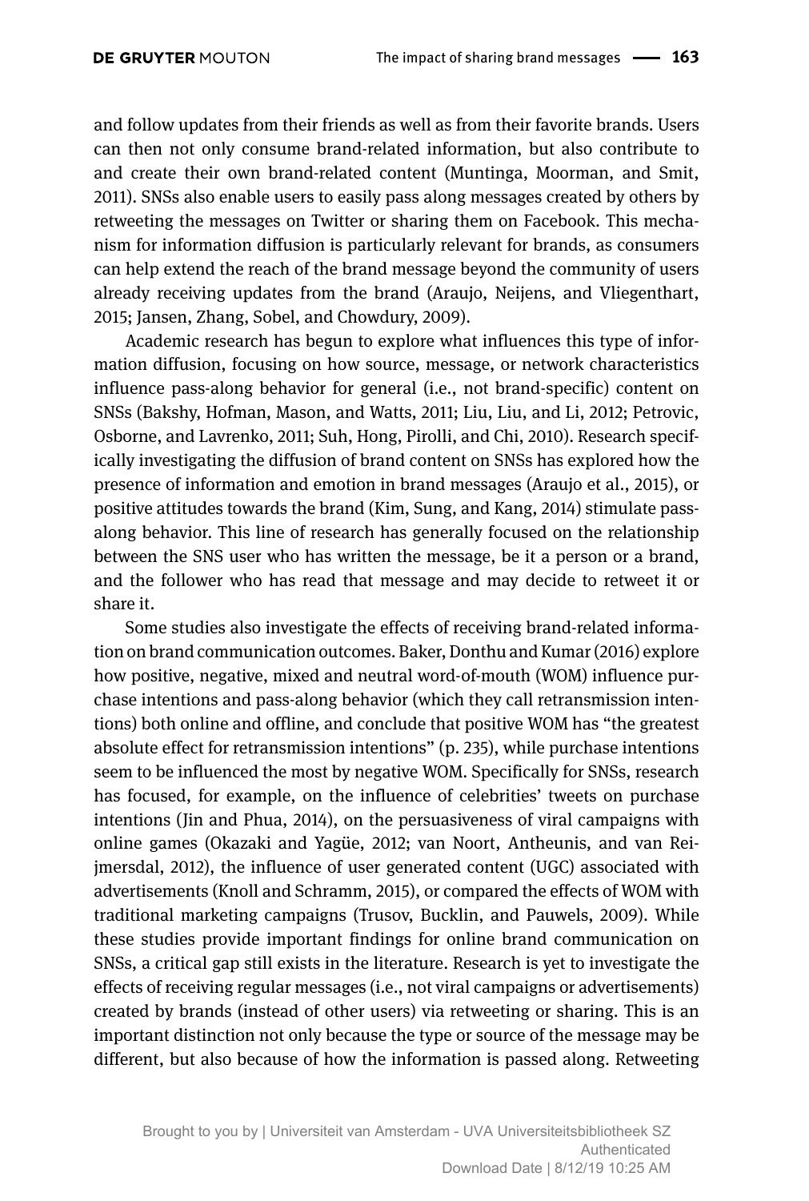and follow updates from their friends as well as from their favorite brands. Users can then not only consume brand-related information, but also contribute to and create their own brand-related content (Muntinga, Moorman, and Smit, 2011). SNSs also enable users to easily pass along messages created by others by retweeting the messages on Twitter or sharing them on Facebook. This mechanism for information diffusion is particularly relevant for brands, as consumers can help extend the reach of the brand message beyond the community of users already receiving updates from the brand (Araujo, Neijens, and Vliegenthart, 2015; Jansen, Zhang, Sobel, and Chowdury, 2009).

Academic research has begun to explore what influences this type of information diffusion, focusing on how source, message, or network characteristics influence pass-along behavior for general (i.e., not brand-specific) content on SNSs (Bakshy, Hofman, Mason, and Watts, 2011; Liu, Liu, and Li, 2012; Petrovic, Osborne, and Lavrenko, 2011; Suh, Hong, Pirolli, and Chi, 2010). Research specifically investigating the diffusion of brand content on SNSs has explored how the presence of information and emotion in brand messages (Araujo et al., 2015), or positive attitudes towards the brand (Kim, Sung, and Kang, 2014) stimulate pass-along behavior. This line of research has generally focused on the relationship between the SNS user who has written the message, be it a person or a brand, and the follower who has read that message and may decide to retweet it or share it.

Some studies also investigate the effects of receiving brand-related information on brand communication outcomes. Baker, Donthu and Kumar (2016) explore how positive, negative, mixed and neutral word-of-mouth (WOM) influence purchase intentions and pass-along behavior (which they call retransmission intentions) both online and offline, and conclude that positive WOM has "the greatest absolute effect for retransmission intentions" (p. 235), while purchase intentions seem to be influenced the most by negative WOM. Specifically for SNSs, research has focused, for example, on the influence of celebrities' tweets on purchase intentions (Jin and Phua, 2014), on the persuasiveness of viral campaigns with online games (Okazaki and Yagüe, 2012; van Noort, Antheunis, and van Reijmersdal, 2012), the influence of user generated content (UGC) associated with advertisements (Knoll and Schramm, 2015), or compared the effects of WOM with traditional marketing campaigns (Trusov, Bucklin, and Pauwels, 2009). While these studies provide important findings for online brand communication on SNSs, a critical gap still exists in the literature. Research is yet to investigate the effects of receiving regular messages (i.e., not viral campaigns or advertisements) created by brands (instead of other users) via retweeting or sharing. This is an important distinction not only because the type or source of the message may be different, but also because of how the information is passed along. Retweeting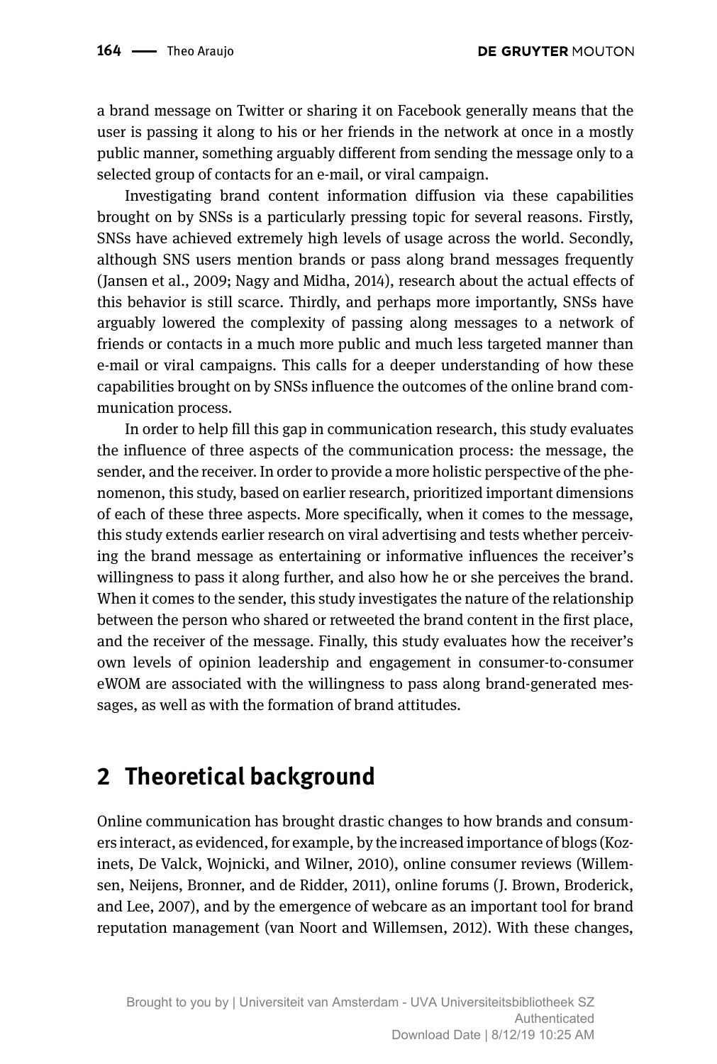a brand message on Twitter or sharing it on Facebook generally means that the user is passing it along to his or her friends in the network at once in a mostly public manner, something arguably different from sending the message only to a selected group of contacts for an e-mail, or viral campaign.

Investigating brand content information diffusion via these capabilities brought on by SNSs is a particularly pressing topic for several reasons. Firstly, SNSs have achieved extremely high levels of usage across the world. Secondly, although SNS users mention brands or pass along brand messages frequently (Jansen et al., 2009; Nagy and Midha, 2014), research about the actual effects of this behavior is still scarce. Thirdly, and perhaps more importantly, SNSs have arguably lowered the complexity of passing along messages to a network of friends or contacts in a much more public and much less targeted manner than e-mail or viral campaigns. This calls for a deeper understanding of how these capabilities brought on by SNSs influence the outcomes of the online brand communication process.

In order to help fill this gap in communication research, this study evaluates the influence of three aspects of the communication process: the message, the sender, and the receiver. In order to provide a more holistic perspective of the phenomenon, this study, based on earlier research, prioritized important dimensions of each of these three aspects. More specifically, when it comes to the message, this study extends earlier research on viral advertising and tests whether perceiving the brand message as entertaining or informative influences the receiver's willingness to pass it along further, and also how he or she perceives the brand. When it comes to the sender, this study investigates the nature of the relationship between the person who shared or retweeted the brand content in the first place, and the receiver of the message. Finally, this study evaluates how the receiver's own levels of opinion leadership and engagement in consumer-to-consumer eWOM are associated with the willingness to pass along brand-generated messages, as well as with the formation of brand attitudes.

## 2 Theoretical background

Online communication has brought drastic changes to how brands and consumers interact, as evidenced, for example, by the increased importance of blogs (Kozinets, De Valck, Wojnicki, and Wilner, 2010), online consumer reviews (Willemsen, Neijens, Bronner, and de Ridder, 2011), online forums (J. Brown, Broderick, and Lee, 2007), and by the emergence of webcare as an important tool for brand reputation management (van Noort and Willemsen, 2012). With these changes,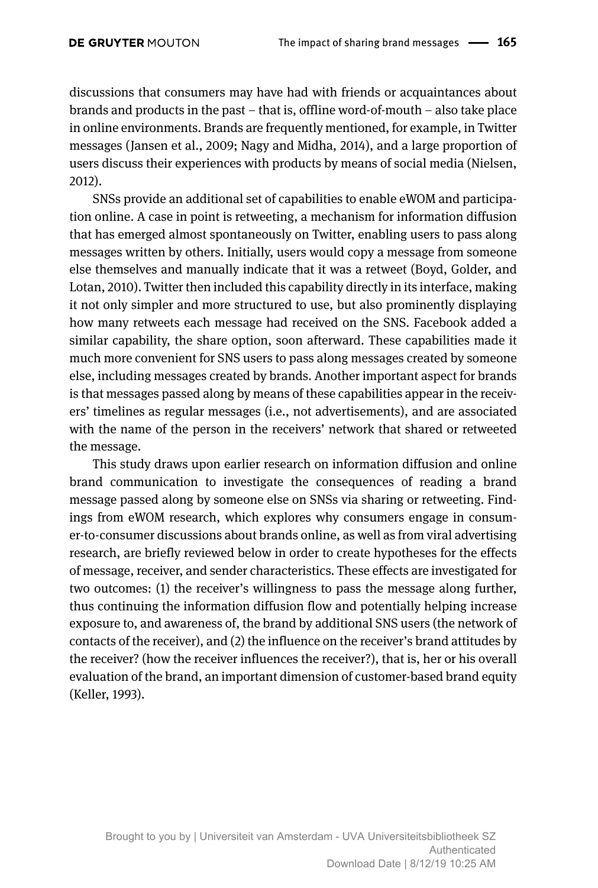discussions that consumers may have had with friends or acquaintances about brands and products in the past – that is, offline word-of-mouth – also take place in online environments. Brands are frequently mentioned, for example, in Twitter messages (Jansen et al., 2009; Nagy and Midha, 2014), and a large proportion of users discuss their experiences with products by means of social media (Nielsen, 2012).

SNSs provide an additional set of capabilities to enable eWOM and participation online. A case in point is retweeting, a mechanism for information diffusion that has emerged almost spontaneously on Twitter, enabling users to pass along messages written by others. Initially, users would copy a message from someone else themselves and manually indicate that it was a retweet (Boyd, Golder, and Lotan, 2010). Twitter then included this capability directly in its interface, making it not only simpler and more structured to use, but also prominently displaying how many retweets each message had received on the SNS. Facebook added a similar capability, the share option, soon afterward. These capabilities made it much more convenient for SNS users to pass along messages created by someone else, including messages created by brands. Another important aspect for brands is that messages passed along by means of these capabilities appear in the receivers' timelines as regular messages (i.e., not advertisements), and are associated with the name of the person in the receivers' network that shared or retweeted the message.

This study draws upon earlier research on information diffusion and online brand communication to investigate the consequences of reading a brand message passed along by someone else on SNSs via sharing or retweeting. Findings from eWOM research, which explores why consumers engage in consumer-to-consumer discussions about brands online, as well as from viral advertising research, are briefly reviewed below in order to create hypotheses for the effects of message, receiver, and sender characteristics. These effects are investigated for two outcomes: (1) the receiver's willingness to pass the message along further, thus continuing the information diffusion flow and potentially helping increase exposure to, and awareness of, the brand by additional SNS users (the network of contacts of the receiver), and (2) the influence on the receiver's brand attitudes by the receiver? (how the receiver influences the receiver?), that is, her or his overall evaluation of the brand, an important dimension of customer-based brand equity (Keller, 1993).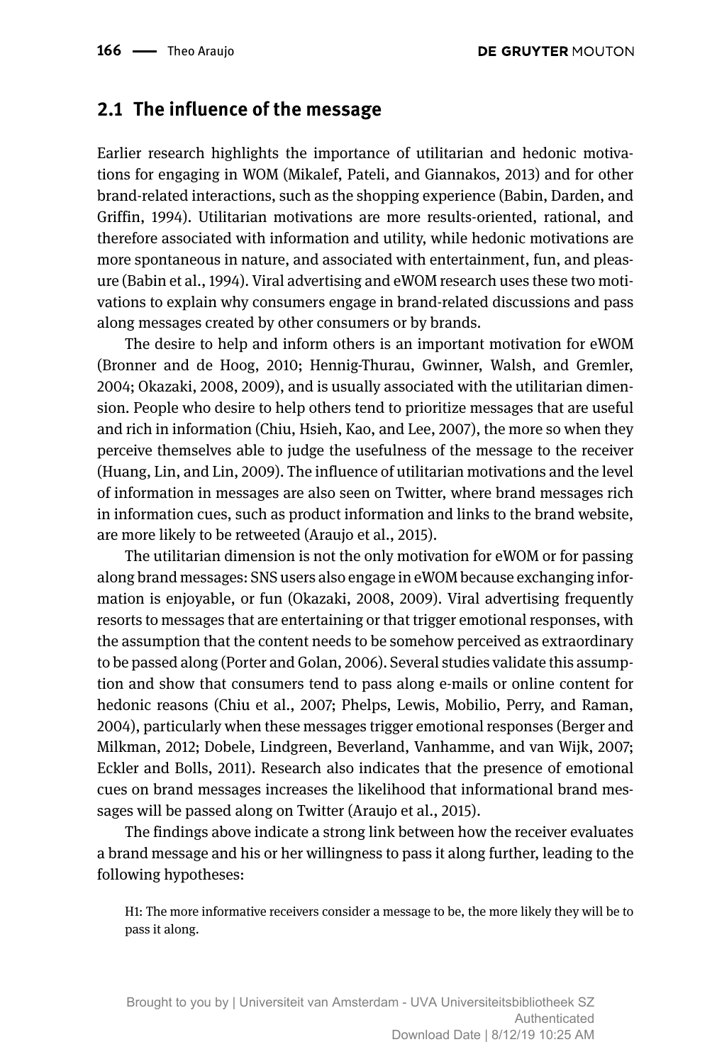## 2.1 The influence of the message

Earlier research highlights the importance of utilitarian and hedonic motivations for engaging in WOM (Mikalef, Pateli, and Giannakos, 2013) and for other brand-related interactions, such as the shopping experience (Babin, Darden, and Griffin, 1994). Utilitarian motivations are more results-oriented, rational, and therefore associated with information and utility, while hedonic motivations are more spontaneous in nature, and associated with entertainment, fun, and pleasure (Babin et al., 1994). Viral advertising and eWOM research uses these two motivations to explain why consumers engage in brand-related discussions and pass along messages created by other consumers or by brands.

The desire to help and inform others is an important motivation for eWOM (Bronner and de Hoog, 2010; Hennig-Thurau, Gwinner, Walsh, and Gremler, 2004; Okazaki, 2008, 2009), and is usually associated with the utilitarian dimension. People who desire to help others tend to prioritize messages that are useful and rich in information (Chiu, Hsieh, Kao, and Lee, 2007), the more so when they perceive themselves able to judge the usefulness of the message to the receiver (Huang, Lin, and Lin, 2009). The influence of utilitarian motivations and the level of information in messages are also seen on Twitter, where brand messages rich in information cues, such as product information and links to the brand website, are more likely to be retweeted (Araujo et al., 2015).

The utilitarian dimension is not the only motivation for eWOM or for passing along brand messages: SNS users also engage in eWOM because exchanging information is enjoyable, or fun (Okazaki, 2008, 2009). Viral advertising frequently resorts to messages that are entertaining or that trigger emotional responses, with the assumption that the content needs to be somehow perceived as extraordinary to be passed along (Porter and Golan, 2006). Several studies validate this assumption and show that consumers tend to pass along e-mails or online content for hedonic reasons (Chiu et al., 2007; Phelps, Lewis, Mobilio, Perry, and Raman, 2004), particularly when these messages trigger emotional responses (Berger and Milkman, 2012; Dobele, Lindgreen, Beverland, Vanhamme, and van Wijk, 2007; Eckler and Bolls, 2011). Research also indicates that the presence of emotional cues on brand messages increases the likelihood that informational brand messages will be passed along on Twitter (Araujo et al., 2015).

The findings above indicate a strong link between how the receiver evaluates a brand message and his or her willingness to pass it along further, leading to the following hypotheses:

> H1: The more informative receivers consider a message to be, the more likely they will be to pass it along.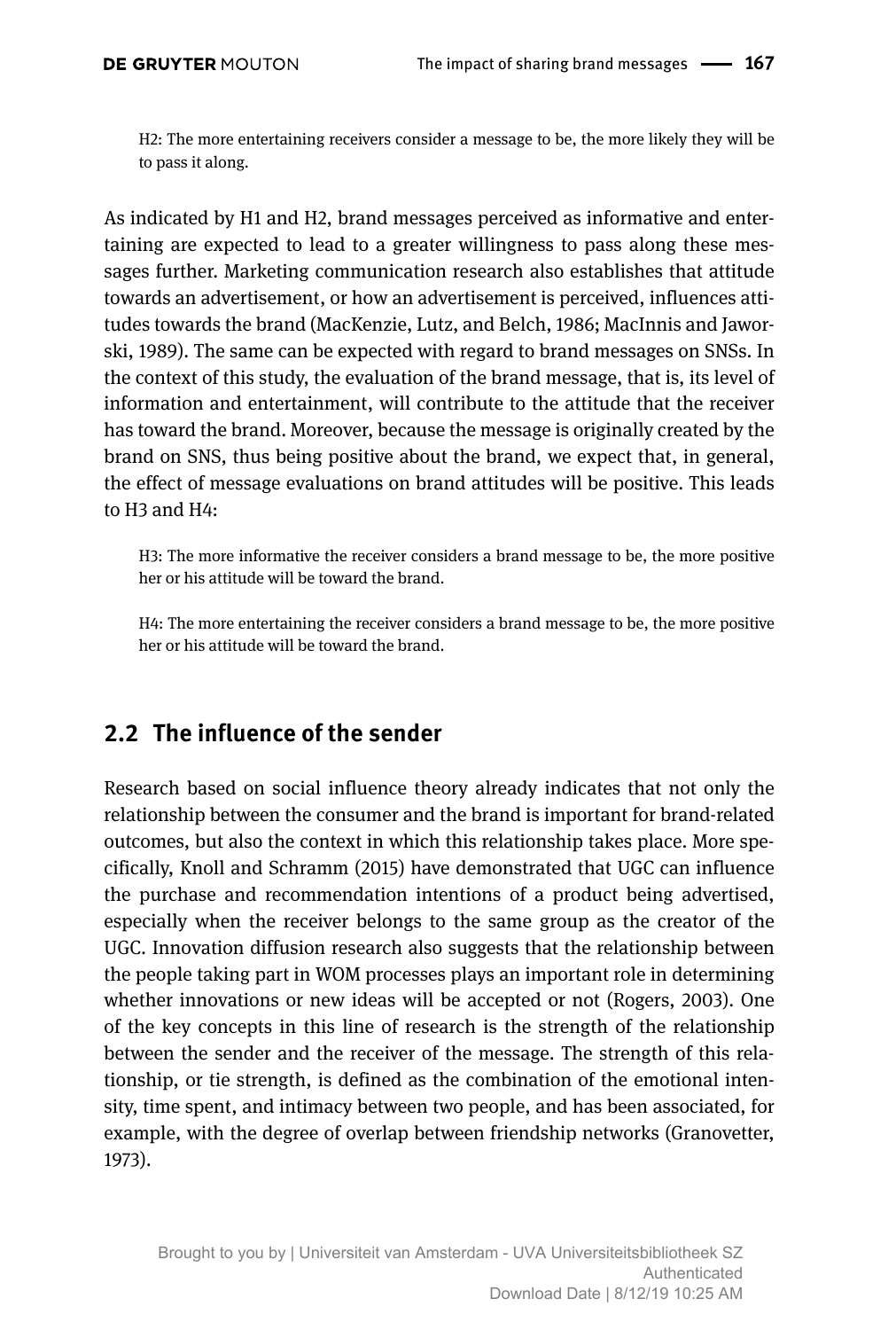H2: The more entertaining receivers consider a message to be, the more likely they will be to pass it along.

As indicated by H1 and H2, brand messages perceived as informative and entertaining are expected to lead to a greater willingness to pass along these messages further. Marketing communication research also establishes that attitude towards an advertisement, or how an advertisement is perceived, influences attitudes towards the brand (MacKenzie, Lutz, and Belch, 1986; MacInnis and Jaworski, 1989). The same can be expected with regard to brand messages on SNSs. In the context of this study, the evaluation of the brand message, that is, its level of information and entertainment, will contribute to the attitude that the receiver has toward the brand. Moreover, because the message is originally created by the brand on SNS, thus being positive about the brand, we expect that, in general, the effect of message evaluations on brand attitudes will be positive. This leads to H3 and H4:

H3: The more informative the receiver considers a brand message to be, the more positive her or his attitude will be toward the brand.

H4: The more entertaining the receiver considers a brand message to be, the more positive her or his attitude will be toward the brand.

## 2.2 The influence of the sender

Research based on social influence theory already indicates that not only the relationship between the consumer and the brand is important for brand-related outcomes, but also the context in which this relationship takes place. More specifically, Knoll and Schramm (2015) have demonstrated that UGC can influence the purchase and recommendation intentions of a product being advertised, especially when the receiver belongs to the same group as the creator of the UGC. Innovation diffusion research also suggests that the relationship between the people taking part in WOM processes plays an important role in determining whether innovations or new ideas will be accepted or not (Rogers, 2003). One of the key concepts in this line of research is the strength of the relationship between the sender and the receiver of the message. The strength of this relationship, or tie strength, is defined as the combination of the emotional intensity, time spent, and intimacy between two people, and has been associated, for example, with the degree of overlap between friendship networks (Granovetter, 1973).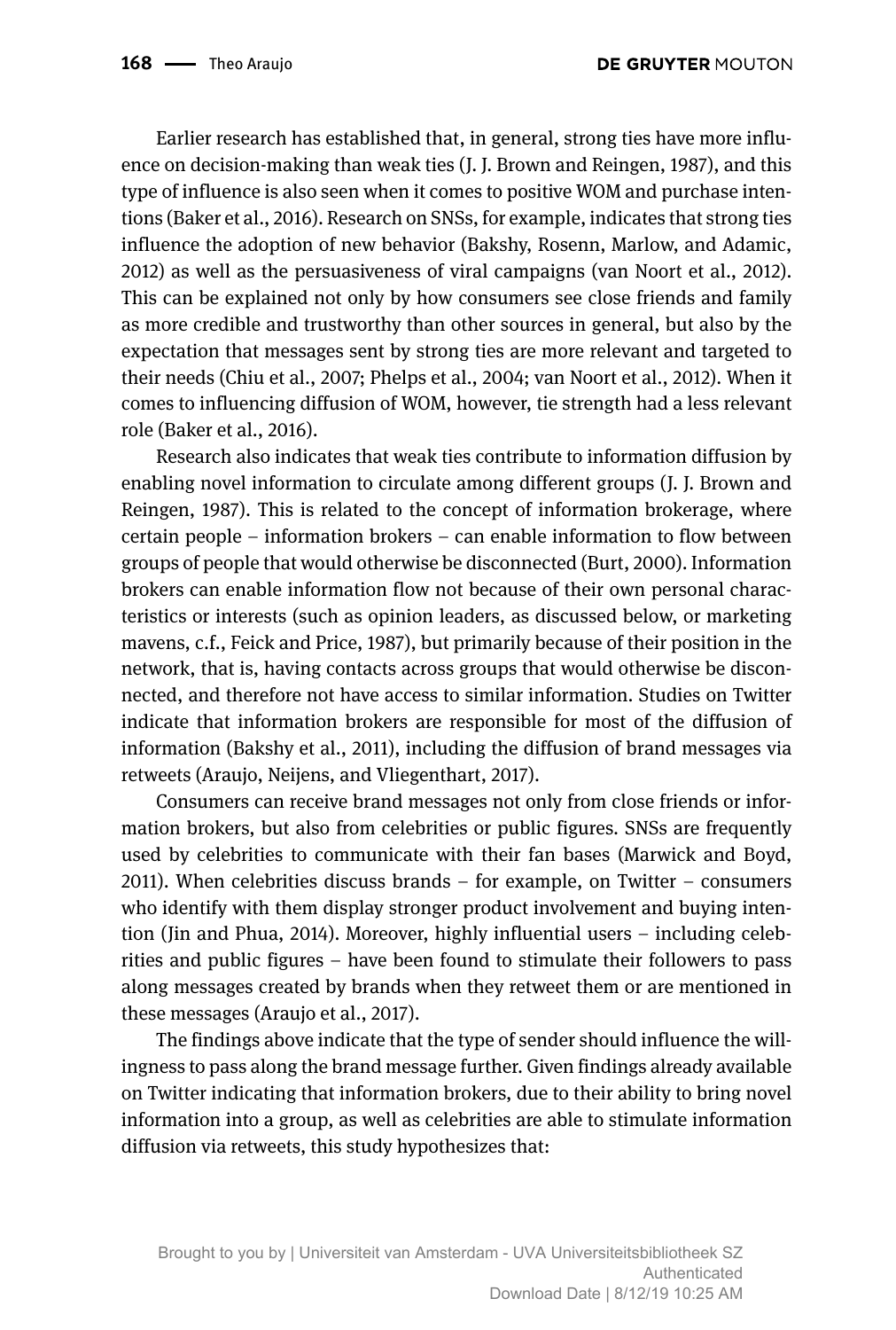Earlier research has established that, in general, strong ties have more influence on decision-making than weak ties (J. J. Brown and Reingen, 1987), and this type of influence is also seen when it comes to positive WOM and purchase intentions (Baker et al., 2016). Research on SNSs, for example, indicates that strong ties influence the adoption of new behavior (Bakshy, Rosenn, Marlow, and Adamic, 2012) as well as the persuasiveness of viral campaigns (van Noort et al., 2012). This can be explained not only by how consumers see close friends and family as more credible and trustworthy than other sources in general, but also by the expectation that messages sent by strong ties are more relevant and targeted to their needs (Chiu et al., 2007; Phelps et al., 2004; van Noort et al., 2012). When it comes to influencing diffusion of WOM, however, tie strength had a less relevant role (Baker et al., 2016).

Research also indicates that weak ties contribute to information diffusion by enabling novel information to circulate among different groups (J. J. Brown and Reingen, 1987). This is related to the concept of information brokerage, where certain people – information brokers – can enable information to flow between groups of people that would otherwise be disconnected (Burt, 2000). Information brokers can enable information flow not because of their own personal characteristics or interests (such as opinion leaders, as discussed below, or marketing mavens, c.f., Feick and Price, 1987), but primarily because of their position in the network, that is, having contacts across groups that would otherwise be disconnected, and therefore not have access to similar information. Studies on Twitter indicate that information brokers are responsible for most of the diffusion of information (Bakshy et al., 2011), including the diffusion of brand messages via retweets (Araujo, Neijens, and Vliegenthart, 2017).

Consumers can receive brand messages not only from close friends or information brokers, but also from celebrities or public figures. SNSs are frequently used by celebrities to communicate with their fan bases (Marwick and Boyd, 2011). When celebrities discuss brands – for example, on Twitter – consumers who identify with them display stronger product involvement and buying intention (Jin and Phua, 2014). Moreover, highly influential users – including celebrities and public figures – have been found to stimulate their followers to pass along messages created by brands when they retweet them or are mentioned in these messages (Araujo et al., 2017).

The findings above indicate that the type of sender should influence the willingness to pass along the brand message further. Given findings already available on Twitter indicating that information brokers, due to their ability to bring novel information into a group, as well as celebrities are able to stimulate information diffusion via retweets, this study hypothesizes that: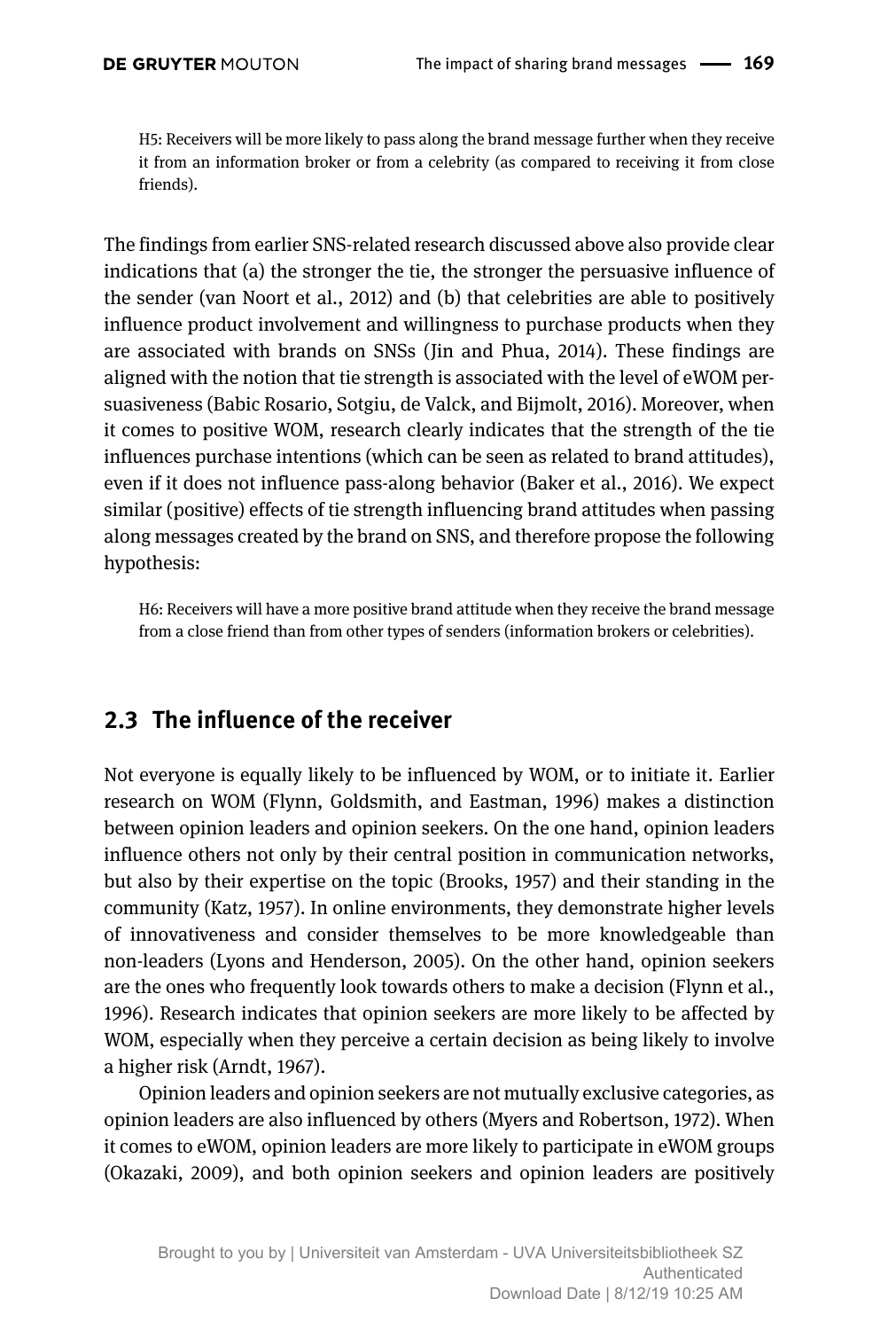H5: Receivers will be more likely to pass along the brand message further when they receive it from an information broker or from a celebrity (as compared to receiving it from close friends).

The findings from earlier SNS-related research discussed above also provide clear indications that (a) the stronger the tie, the stronger the persuasive influence of the sender (van Noort et al., 2012) and (b) that celebrities are able to positively influence product involvement and willingness to purchase products when they are associated with brands on SNSs (Jin and Phua, 2014). These findings are aligned with the notion that tie strength is associated with the level of eWOM persuasiveness (Babic Rosario, Sotgiu, de Valck, and Bijmolt, 2016). Moreover, when it comes to positive WOM, research clearly indicates that the strength of the tie influences purchase intentions (which can be seen as related to brand attitudes), even if it does not influence pass-along behavior (Baker et al., 2016). We expect similar (positive) effects of tie strength influencing brand attitudes when passing along messages created by the brand on SNS, and therefore propose the following hypothesis:

H6: Receivers will have a more positive brand attitude when they receive the brand message from a close friend than from other types of senders (information brokers or celebrities).

## 2.3 The influence of the receiver

Not everyone is equally likely to be influenced by WOM, or to initiate it. Earlier research on WOM (Flynn, Goldsmith, and Eastman, 1996) makes a distinction between opinion leaders and opinion seekers. On the one hand, opinion leaders influence others not only by their central position in communication networks, but also by their expertise on the topic (Brooks, 1957) and their standing in the community (Katz, 1957). In online environments, they demonstrate higher levels of innovativeness and consider themselves to be more knowledgeable than non-leaders (Lyons and Henderson, 2005). On the other hand, opinion seekers are the ones who frequently look towards others to make a decision (Flynn et al., 1996). Research indicates that opinion seekers are more likely to be affected by WOM, especially when they perceive a certain decision as being likely to involve a higher risk (Arndt, 1967).

Opinion leaders and opinion seekers are not mutually exclusive categories, as opinion leaders are also influenced by others (Myers and Robertson, 1972). When it comes to eWOM, opinion leaders are more likely to participate in eWOM groups (Okazaki, 2009), and both opinion seekers and opinion leaders are positively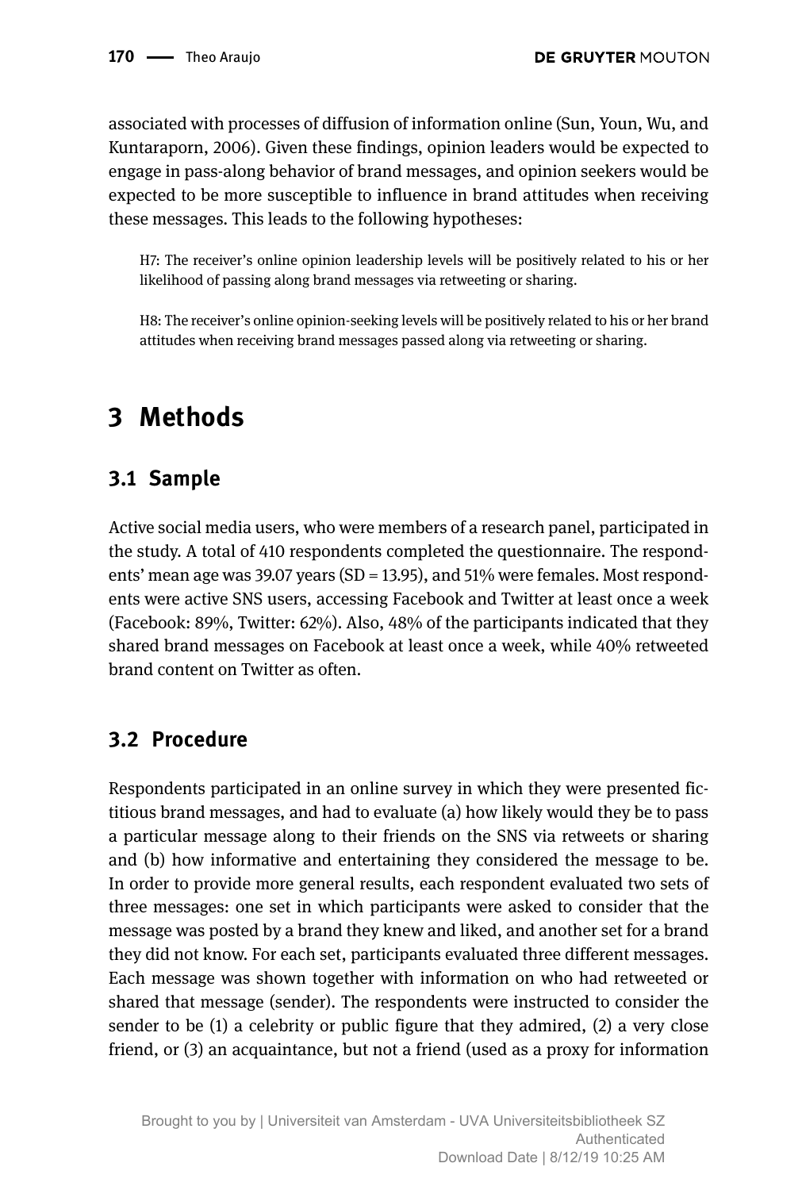associated with processes of diffusion of information online (Sun, Youn, Wu, and Kuntaraporn, 2006). Given these findings, opinion leaders would be expected to engage in pass-along behavior of brand messages, and opinion seekers would be expected to be more susceptible to influence in brand attitudes when receiving these messages. This leads to the following hypotheses:

> H7: The receiver's online opinion leadership levels will be positively related to his or her likelihood of passing along brand messages via retweeting or sharing.

> H8: The receiver's online opinion-seeking levels will be positively related to his or her brand attitudes when receiving brand messages passed along via retweeting or sharing.

# 3 Methods

## 3.1 Sample

Active social media users, who were members of a research panel, participated in the study. A total of 410 respondents completed the questionnaire. The respondents' mean age was 39.07 years (SD = 13.95), and 51% were females. Most respondents were active SNS users, accessing Facebook and Twitter at least once a week (Facebook: 89%, Twitter: 62%). Also, 48% of the participants indicated that they shared brand messages on Facebook at least once a week, while 40% retweeted brand content on Twitter as often.

## 3.2 Procedure

Respondents participated in an online survey in which they were presented fictitious brand messages, and had to evaluate (a) how likely would they be to pass a particular message along to their friends on the SNS via retweets or sharing and (b) how informative and entertaining they considered the message to be. In order to provide more general results, each respondent evaluated two sets of three messages: one set in which participants were asked to consider that the message was posted by a brand they knew and liked, and another set for a brand they did not know. For each set, participants evaluated three different messages. Each message was shown together with information on who had retweeted or shared that message (sender). The respondents were instructed to consider the sender to be (1) a celebrity or public figure that they admired, (2) a very close friend, or (3) an acquaintance, but not a friend (used as a proxy for information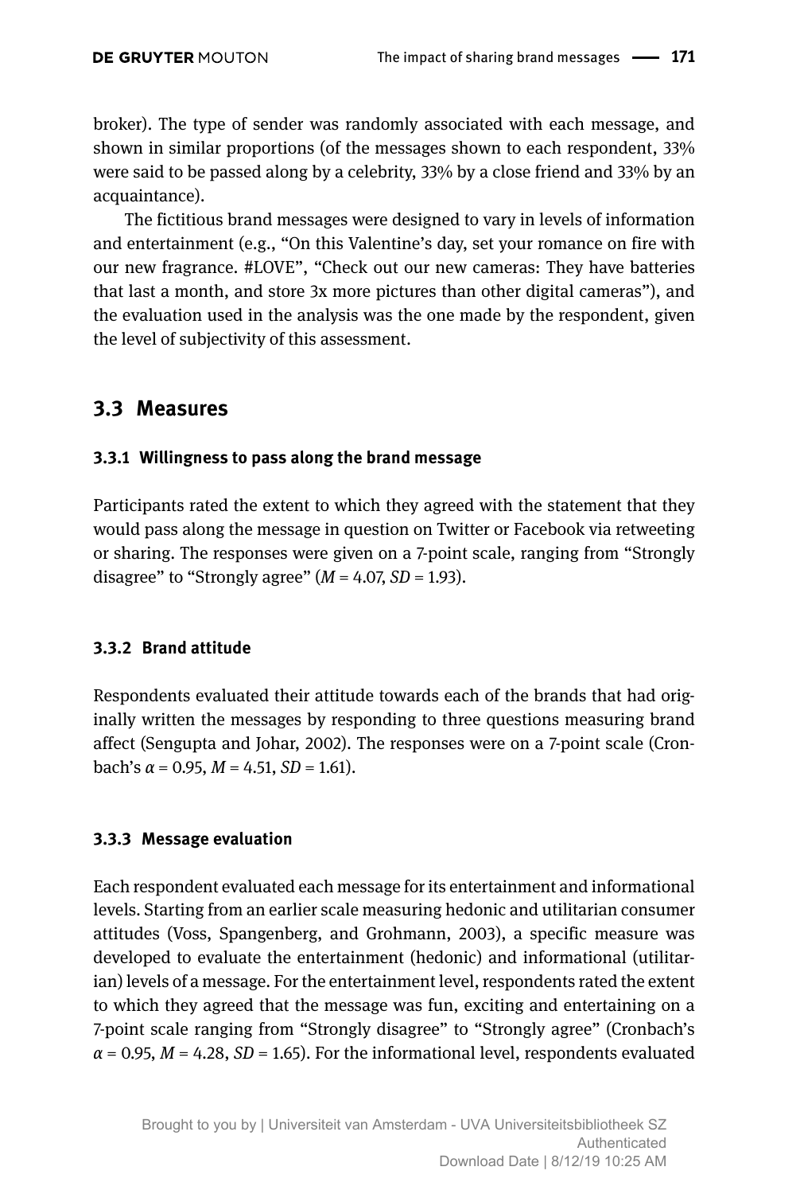broker). The type of sender was randomly associated with each message, and shown in similar proportions (of the messages shown to each respondent, 33% were said to be passed along by a celebrity, 33% by a close friend and 33% by an acquaintance).

The fictitious brand messages were designed to vary in levels of information and entertainment (e.g., "On this Valentine's day, set your romance on fire with our new fragrance. #LOVE", "Check out our new cameras: They have batteries that last a month, and store 3x more pictures than other digital cameras"), and the evaluation used in the analysis was the one made by the respondent, given the level of subjectivity of this assessment.

## 3.3 Measures

### 3.3.1 Willingness to pass along the brand message

Participants rated the extent to which they agreed with the statement that they would pass along the message in question on Twitter or Facebook via retweeting or sharing. The responses were given on a 7-point scale, ranging from "Strongly disagree" to "Strongly agree" ($M = 4.07$, $SD = 1.93$).

### 3.3.2 Brand attitude

Respondents evaluated their attitude towards each of the brands that had originally written the messages by responding to three questions measuring brand affect (Sengupta and Johar, 2002). The responses were on a 7-point scale (Cronbach's $\alpha = 0.95$, $M = 4.51$, $SD = 1.61$).

### 3.3.3 Message evaluation

Each respondent evaluated each message for its entertainment and informational levels. Starting from an earlier scale measuring hedonic and utilitarian consumer attitudes (Voss, Spangenberg, and Grohmann, 2003), a specific measure was developed to evaluate the entertainment (hedonic) and informational (utilitarian) levels of a message. For the entertainment level, respondents rated the extent to which they agreed that the message was fun, exciting and entertaining on a 7-point scale ranging from "Strongly disagree" to "Strongly agree" (Cronbach's $\alpha = 0.95$, $M = 4.28$, $SD = 1.65$). For the informational level, respondents evaluated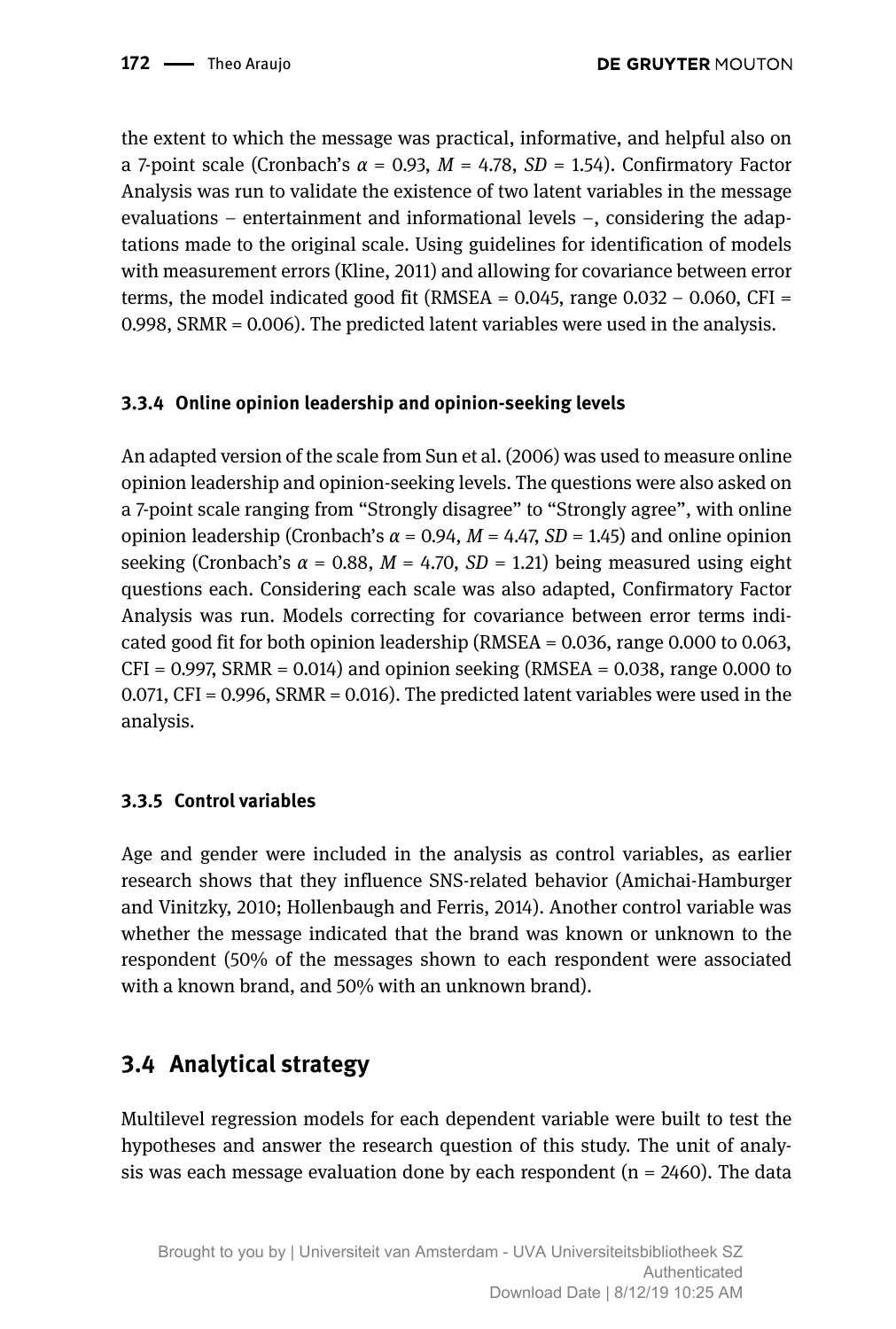the extent to which the message was practical, informative, and helpful also on a 7-point scale (Cronbach's $\alpha$ = 0.93, $M$ = 4.78, $SD$ = 1.54). Confirmatory Factor Analysis was run to validate the existence of two latent variables in the message evaluations – entertainment and informational levels –, considering the adaptations made to the original scale. Using guidelines for identification of models with measurement errors (Kline, 2011) and allowing for covariance between error terms, the model indicated good fit (RMSEA = 0.045, range 0.032 – 0.060, CFI = 0.998, SRMR = 0.006). The predicted latent variables were used in the analysis.

### 3.3.4 Online opinion leadership and opinion-seeking levels

An adapted version of the scale from Sun et al. (2006) was used to measure online opinion leadership and opinion-seeking levels. The questions were also asked on a 7-point scale ranging from "Strongly disagree" to "Strongly agree", with online opinion leadership (Cronbach's $\alpha$ = 0.94, $M$ = 4.47, $SD$ = 1.45) and online opinion seeking (Cronbach's $\alpha$ = 0.88, $M$ = 4.70, $SD$ = 1.21) being measured using eight questions each. Considering each scale was also adapted, Confirmatory Factor Analysis was run. Models correcting for covariance between error terms indicated good fit for both opinion leadership (RMSEA = 0.036, range 0.000 to 0.063, CFI = 0.997, SRMR = 0.014) and opinion seeking (RMSEA = 0.038, range 0.000 to 0.071, CFI = 0.996, SRMR = 0.016). The predicted latent variables were used in the analysis.

### 3.3.5 Control variables

Age and gender were included in the analysis as control variables, as earlier research shows that they influence SNS-related behavior (Amichai-Hamburger and Vinitzky, 2010; Hollenbaugh and Ferris, 2014). Another control variable was whether the message indicated that the brand was known or unknown to the respondent (50% of the messages shown to each respondent were associated with a known brand, and 50% with an unknown brand).

## 3.4 Analytical strategy

Multilevel regression models for each dependent variable were built to test the hypotheses and answer the research question of this study. The unit of analysis was each message evaluation done by each respondent (n = 2460). The data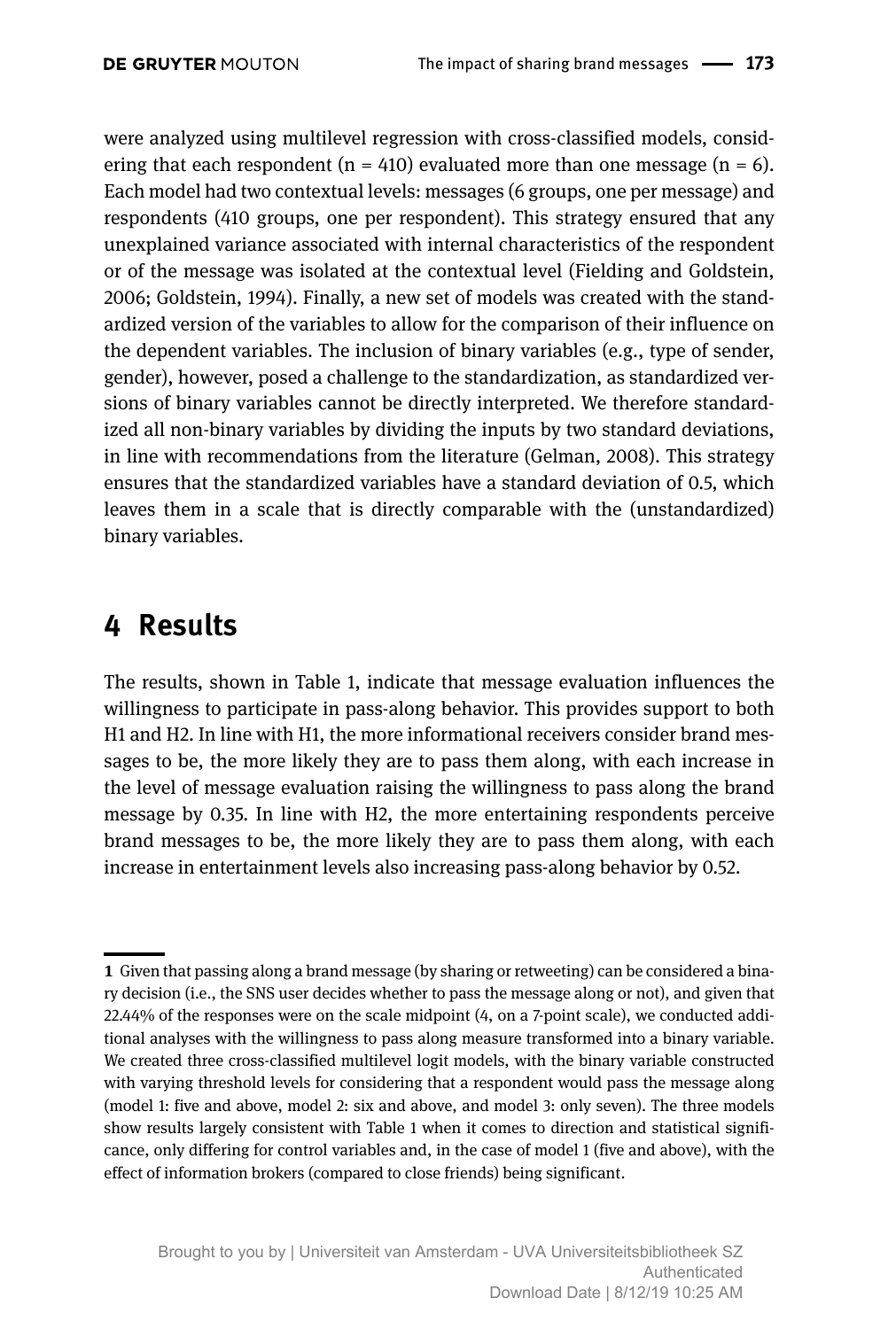were analyzed using multilevel regression with cross-classified models, considering that each respondent (n = 410) evaluated more than one message (n = 6). Each model had two contextual levels: messages (6 groups, one per message) and respondents (410 groups, one per respondent). This strategy ensured that any unexplained variance associated with internal characteristics of the respondent or of the message was isolated at the contextual level (Fielding and Goldstein, 2006; Goldstein, 1994). Finally, a new set of models was created with the standardized version of the variables to allow for the comparison of their influence on the dependent variables. The inclusion of binary variables (e.g., type of sender, gender), however, posed a challenge to the standardization, as standardized versions of binary variables cannot be directly interpreted. We therefore standardized all non-binary variables by dividing the inputs by two standard deviations, in line with recommendations from the literature (Gelman, 2008). This strategy ensures that the standardized variables have a standard deviation of 0.5, which leaves them in a scale that is directly comparable with the (unstandardized) binary variables.

# 4 Results

The results, shown in Table 1, indicate that message evaluation influences the willingness to participate in pass-along behavior. This provides support to both H1 and H2. In line with H1, the more informational receivers consider brand messages to be, the more likely they are to pass them along, with each increase in the level of message evaluation raising the willingness to pass along the brand message by 0.35. In line with H2, the more entertaining respondents perceive brand messages to be, the more likely they are to pass them along, with each increase in entertainment levels also increasing pass-along behavior by 0.52.

---

**1** Given that passing along a brand message (by sharing or retweeting) can be considered a binary decision (i.e., the SNS user decides whether to pass the message along or not), and given that 22.44% of the responses were on the scale midpoint (4, on a 7-point scale), we conducted additional analyses with the willingness to pass along measure transformed into a binary variable. We created three cross-classified multilevel logit models, with the binary variable constructed with varying threshold levels for considering that a respondent would pass the message along (model 1: five and above, model 2: six and above, and model 3: only seven). The three models show results largely consistent with Table 1 when it comes to direction and statistical significance, only differing for control variables and, in the case of model 1 (five and above), with the effect of information brokers (compared to close friends) being significant.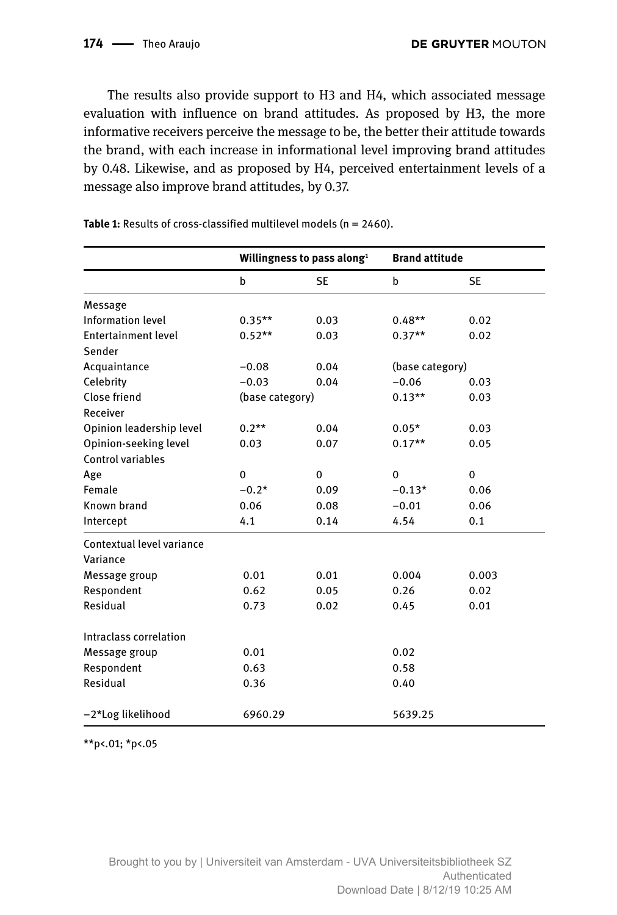The results also provide support to H3 and H4, which associated message evaluation with influence on brand attitudes. As proposed by H3, the more informative receivers perceive the message to be, the better their attitude towards the brand, with each increase in informational level improving brand attitudes by 0.48. Likewise, and as proposed by H4, perceived entertainment levels of a message also improve brand attitudes, by 0.37.

**Table 1:** Results of cross-classified multilevel models (n = 2460).

| | Willingness to pass along[1] | | Brand attitude | |
|---|---|---|---|---|
| | b | SE | b | SE |
| Message | | | | |
| Information level | 0.35** | 0.03 | 0.48** | 0.02 |
| Entertainment level | 0.52** | 0.03 | 0.37** | 0.02 |
| Sender | | | | |
| Acquaintance | −0.08 | 0.04 | (base category) | |
| Celebrity | −0.03 | 0.04 | −0.06 | 0.03 |
| Close friend | (base category) | | 0.13** | 0.03 |
| Receiver | | | | |
| Opinion leadership level | 0.2** | 0.04 | 0.05* | 0.03 |
| Opinion-seeking level | 0.03 | 0.07 | 0.17** | 0.05 |
| Control variables | | | | |
| Age | 0 | 0 | 0 | 0 |
| Female | −0.2* | 0.09 | −0.13* | 0.06 |
| Known brand | 0.06 | 0.08 | −0.01 | 0.06 |
| Intercept | 4.1 | 0.14 | 4.54 | 0.1 |
| Contextual level variance | | | | |
| Variance | | | | |
| Message group | 0.01 | 0.01 | 0.004 | 0.003 |
| Respondent | 0.62 | 0.05 | 0.26 | 0.02 |
| Residual | 0.73 | 0.02 | 0.45 | 0.01 |
| Intraclass correlation | | | | |
| Message group | 0.01 | | 0.02 | |
| Respondent | 0.63 | | 0.58 | |
| Residual | 0.36 | | 0.40 | |
| −2*Log likelihood | 6960.29 | | 5639.25 | |

**p<.01; *p<.05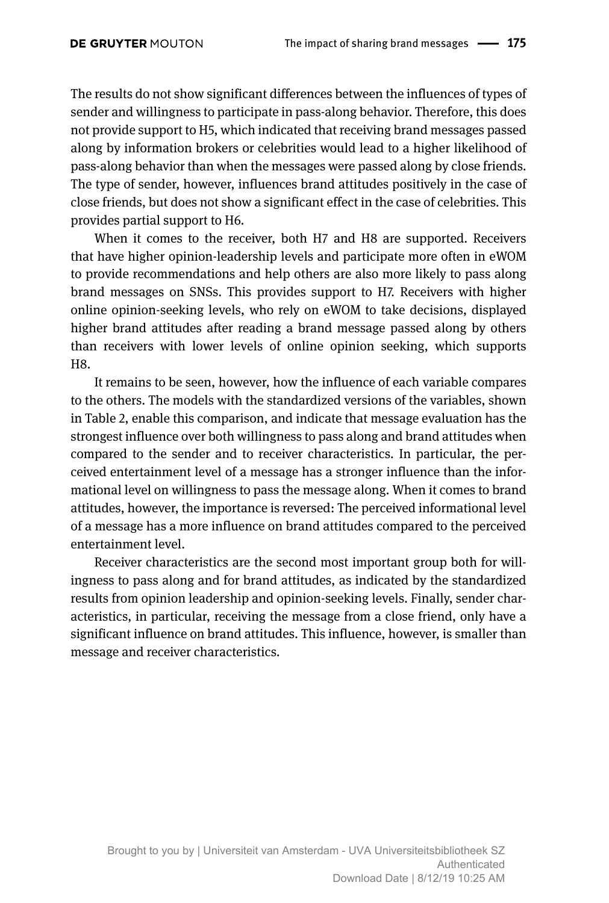The results do not show significant differences between the influences of types of sender and willingness to participate in pass-along behavior. Therefore, this does not provide support to H5, which indicated that receiving brand messages passed along by information brokers or celebrities would lead to a higher likelihood of pass-along behavior than when the messages were passed along by close friends. The type of sender, however, influences brand attitudes positively in the case of close friends, but does not show a significant effect in the case of celebrities. This provides partial support to H6.

When it comes to the receiver, both H7 and H8 are supported. Receivers that have higher opinion-leadership levels and participate more often in eWOM to provide recommendations and help others are also more likely to pass along brand messages on SNSs. This provides support to H7. Receivers with higher online opinion-seeking levels, who rely on eWOM to take decisions, displayed higher brand attitudes after reading a brand message passed along by others than receivers with lower levels of online opinion seeking, which supports H8.

It remains to be seen, however, how the influence of each variable compares to the others. The models with the standardized versions of the variables, shown in Table 2, enable this comparison, and indicate that message evaluation has the strongest influence over both willingness to pass along and brand attitudes when compared to the sender and to receiver characteristics. In particular, the perceived entertainment level of a message has a stronger influence than the informational level on willingness to pass the message along. When it comes to brand attitudes, however, the importance is reversed: The perceived informational level of a message has a more influence on brand attitudes compared to the perceived entertainment level.

Receiver characteristics are the second most important group both for willingness to pass along and for brand attitudes, as indicated by the standardized results from opinion leadership and opinion-seeking levels. Finally, sender characteristics, in particular, receiving the message from a close friend, only have a significant influence on brand attitudes. This influence, however, is smaller than message and receiver characteristics.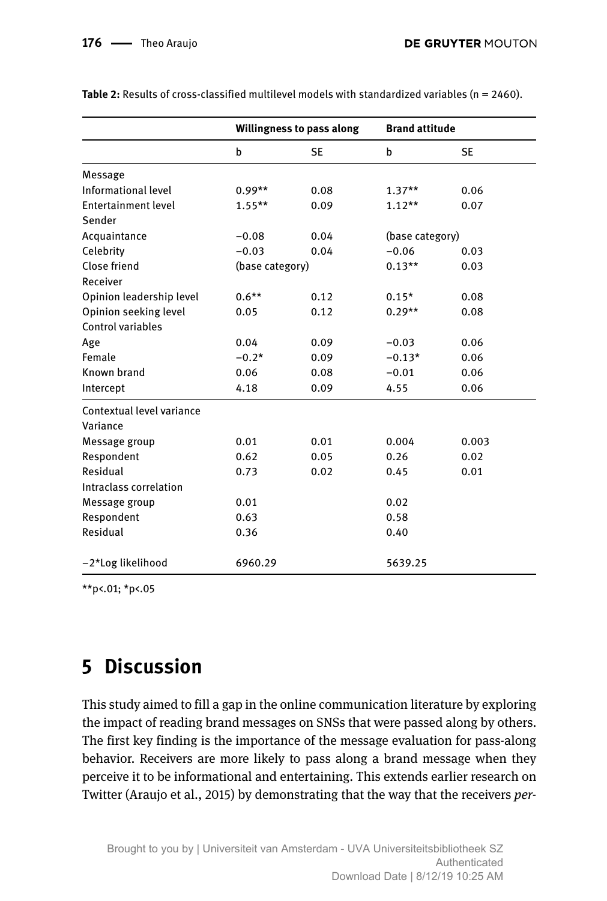**Table 2:** Results of cross-classified multilevel models with standardized variables (n = 2460).

| | Willingness to pass along | | Brand attitude | |
|---|---|---|---|---|
| | b | SE | b | SE |
| Message | | | | |
| Informational level | 0.99** | 0.08 | 1.37** | 0.06 |
| Entertainment level | 1.55** | 0.09 | 1.12** | 0.07 |
| Sender | | | | |
| Acquaintance | −0.08 | 0.04 | (base category) | |
| Celebrity | −0.03 | 0.04 | −0.06 | 0.03 |
| Close friend | (base category) | | 0.13** | 0.03 |
| Receiver | | | | |
| Opinion leadership level | 0.6** | 0.12 | 0.15* | 0.08 |
| Opinion seeking level | 0.05 | 0.12 | 0.29** | 0.08 |
| Control variables | | | | |
| Age | 0.04 | 0.09 | −0.03 | 0.06 |
| Female | −0.2* | 0.09 | −0.13* | 0.06 |
| Known brand | 0.06 | 0.08 | −0.01 | 0.06 |
| Intercept | 4.18 | 0.09 | 4.55 | 0.06 |
| Contextual level variance | | | | |
| Variance | | | | |
| Message group | 0.01 | 0.01 | 0.004 | 0.003 |
| Respondent | 0.62 | 0.05 | 0.26 | 0.02 |
| Residual | 0.73 | 0.02 | 0.45 | 0.01 |
| Intraclass correlation | | | | |
| Message group | 0.01 | | 0.02 | |
| Respondent | 0.63 | | 0.58 | |
| Residual | 0.36 | | 0.40 | |
| −2*Log likelihood | 6960.29 | | 5639.25 | |

**p<.01; *p<.05

# 5 Discussion

This study aimed to fill a gap in the online communication literature by exploring the impact of reading brand messages on SNSs that were passed along by others. The first key finding is the importance of the message evaluation for pass-along behavior. Receivers are more likely to pass along a brand message when they perceive it to be informational and entertaining. This extends earlier research on Twitter (Araujo et al., 2015) by demonstrating that the way that the receivers *per-*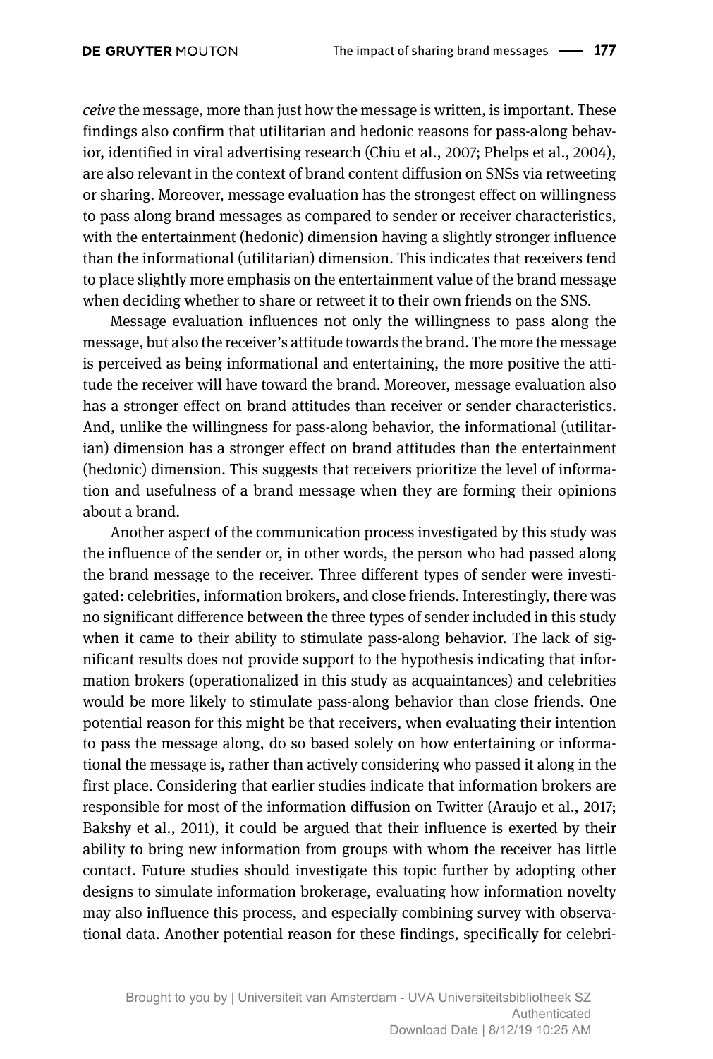*ceive* the message, more than just how the message is written, is important. These findings also confirm that utilitarian and hedonic reasons for pass-along behavior, identified in viral advertising research (Chiu et al., 2007; Phelps et al., 2004), are also relevant in the context of brand content diffusion on SNSs via retweeting or sharing. Moreover, message evaluation has the strongest effect on willingness to pass along brand messages as compared to sender or receiver characteristics, with the entertainment (hedonic) dimension having a slightly stronger influence than the informational (utilitarian) dimension. This indicates that receivers tend to place slightly more emphasis on the entertainment value of the brand message when deciding whether to share or retweet it to their own friends on the SNS.

Message evaluation influences not only the willingness to pass along the message, but also the receiver's attitude towards the brand. The more the message is perceived as being informational and entertaining, the more positive the attitude the receiver will have toward the brand. Moreover, message evaluation also has a stronger effect on brand attitudes than receiver or sender characteristics. And, unlike the willingness for pass-along behavior, the informational (utilitarian) dimension has a stronger effect on brand attitudes than the entertainment (hedonic) dimension. This suggests that receivers prioritize the level of information and usefulness of a brand message when they are forming their opinions about a brand.

Another aspect of the communication process investigated by this study was the influence of the sender or, in other words, the person who had passed along the brand message to the receiver. Three different types of sender were investigated: celebrities, information brokers, and close friends. Interestingly, there was no significant difference between the three types of sender included in this study when it came to their ability to stimulate pass-along behavior. The lack of significant results does not provide support to the hypothesis indicating that information brokers (operationalized in this study as acquaintances) and celebrities would be more likely to stimulate pass-along behavior than close friends. One potential reason for this might be that receivers, when evaluating their intention to pass the message along, do so based solely on how entertaining or informational the message is, rather than actively considering who passed it along in the first place. Considering that earlier studies indicate that information brokers are responsible for most of the information diffusion on Twitter (Araujo et al., 2017; Bakshy et al., 2011), it could be argued that their influence is exerted by their ability to bring new information from groups with whom the receiver has little contact. Future studies should investigate this topic further by adopting other designs to simulate information brokerage, evaluating how information novelty may also influence this process, and especially combining survey with observational data. Another potential reason for these findings, specifically for celebri-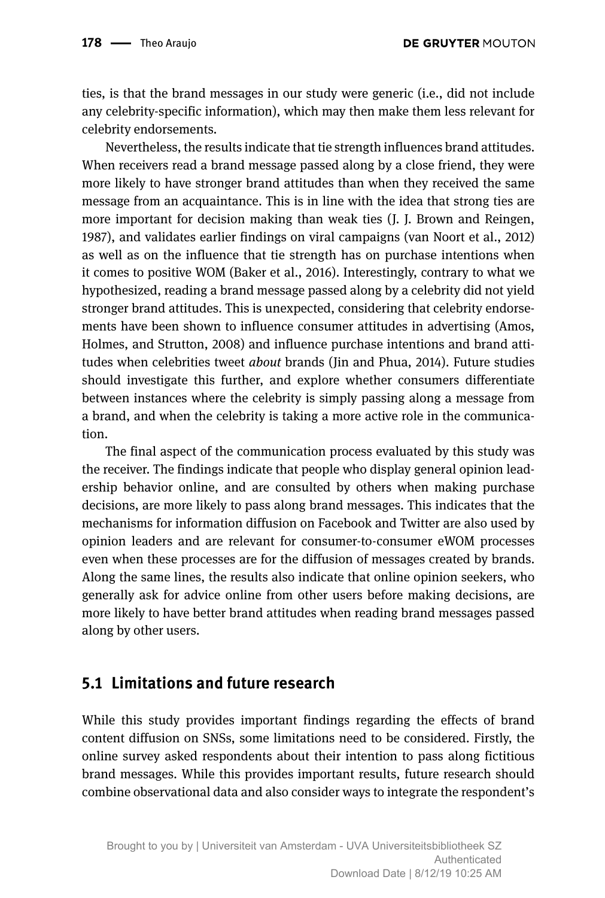ties, is that the brand messages in our study were generic (i.e., did not include any celebrity-specific information), which may then make them less relevant for celebrity endorsements.

Nevertheless, the results indicate that tie strength influences brand attitudes. When receivers read a brand message passed along by a close friend, they were more likely to have stronger brand attitudes than when they received the same message from an acquaintance. This is in line with the idea that strong ties are more important for decision making than weak ties (J. J. Brown and Reingen, 1987), and validates earlier findings on viral campaigns (van Noort et al., 2012) as well as on the influence that tie strength has on purchase intentions when it comes to positive WOM (Baker et al., 2016). Interestingly, contrary to what we hypothesized, reading a brand message passed along by a celebrity did not yield stronger brand attitudes. This is unexpected, considering that celebrity endorsements have been shown to influence consumer attitudes in advertising (Amos, Holmes, and Strutton, 2008) and influence purchase intentions and brand attitudes when celebrities tweet *about* brands (Jin and Phua, 2014). Future studies should investigate this further, and explore whether consumers differentiate between instances where the celebrity is simply passing along a message from a brand, and when the celebrity is taking a more active role in the communication.

The final aspect of the communication process evaluated by this study was the receiver. The findings indicate that people who display general opinion leadership behavior online, and are consulted by others when making purchase decisions, are more likely to pass along brand messages. This indicates that the mechanisms for information diffusion on Facebook and Twitter are also used by opinion leaders and are relevant for consumer-to-consumer eWOM processes even when these processes are for the diffusion of messages created by brands. Along the same lines, the results also indicate that online opinion seekers, who generally ask for advice online from other users before making decisions, are more likely to have better brand attitudes when reading brand messages passed along by other users.

## 5.1 Limitations and future research

While this study provides important findings regarding the effects of brand content diffusion on SNSs, some limitations need to be considered. Firstly, the online survey asked respondents about their intention to pass along fictitious brand messages. While this provides important results, future research should combine observational data and also consider ways to integrate the respondent's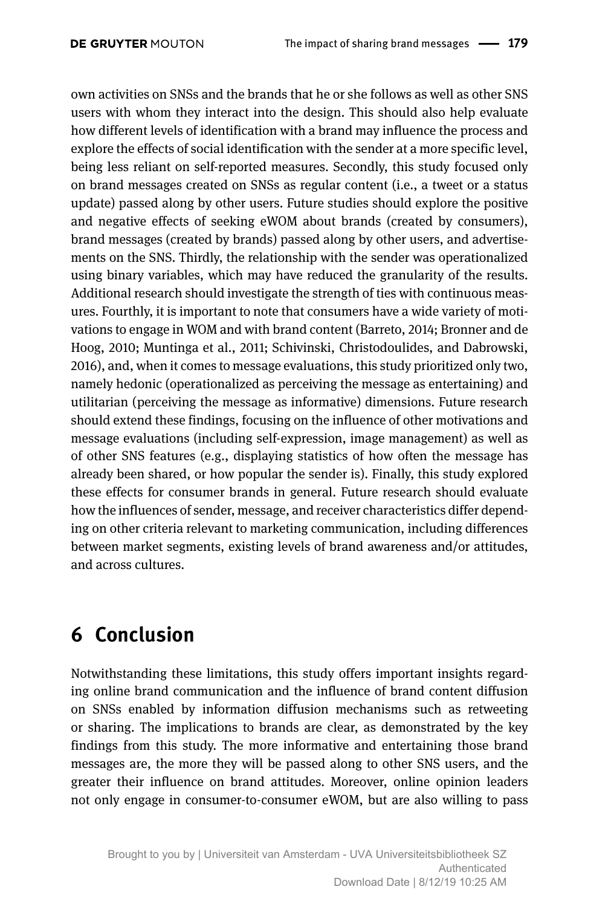own activities on SNSs and the brands that he or she follows as well as other SNS users with whom they interact into the design. This should also help evaluate how different levels of identification with a brand may influence the process and explore the effects of social identification with the sender at a more specific level, being less reliant on self-reported measures. Secondly, this study focused only on brand messages created on SNSs as regular content (i.e., a tweet or a status update) passed along by other users. Future studies should explore the positive and negative effects of seeking eWOM about brands (created by consumers), brand messages (created by brands) passed along by other users, and advertisements on the SNS. Thirdly, the relationship with the sender was operationalized using binary variables, which may have reduced the granularity of the results. Additional research should investigate the strength of ties with continuous measures. Fourthly, it is important to note that consumers have a wide variety of motivations to engage in WOM and with brand content (Barreto, 2014; Bronner and de Hoog, 2010; Muntinga et al., 2011; Schivinski, Christodoulides, and Dabrowski, 2016), and, when it comes to message evaluations, this study prioritized only two, namely hedonic (operationalized as perceiving the message as entertaining) and utilitarian (perceiving the message as informative) dimensions. Future research should extend these findings, focusing on the influence of other motivations and message evaluations (including self-expression, image management) as well as of other SNS features (e.g., displaying statistics of how often the message has already been shared, or how popular the sender is). Finally, this study explored these effects for consumer brands in general. Future research should evaluate how the influences of sender, message, and receiver characteristics differ depending on other criteria relevant to marketing communication, including differences between market segments, existing levels of brand awareness and/or attitudes, and across cultures.

# 6 Conclusion

Notwithstanding these limitations, this study offers important insights regarding online brand communication and the influence of brand content diffusion on SNSs enabled by information diffusion mechanisms such as retweeting or sharing. The implications to brands are clear, as demonstrated by the key findings from this study. The more informative and entertaining those brand messages are, the more they will be passed along to other SNS users, and the greater their influence on brand attitudes. Moreover, online opinion leaders not only engage in consumer-to-consumer eWOM, but are also willing to pass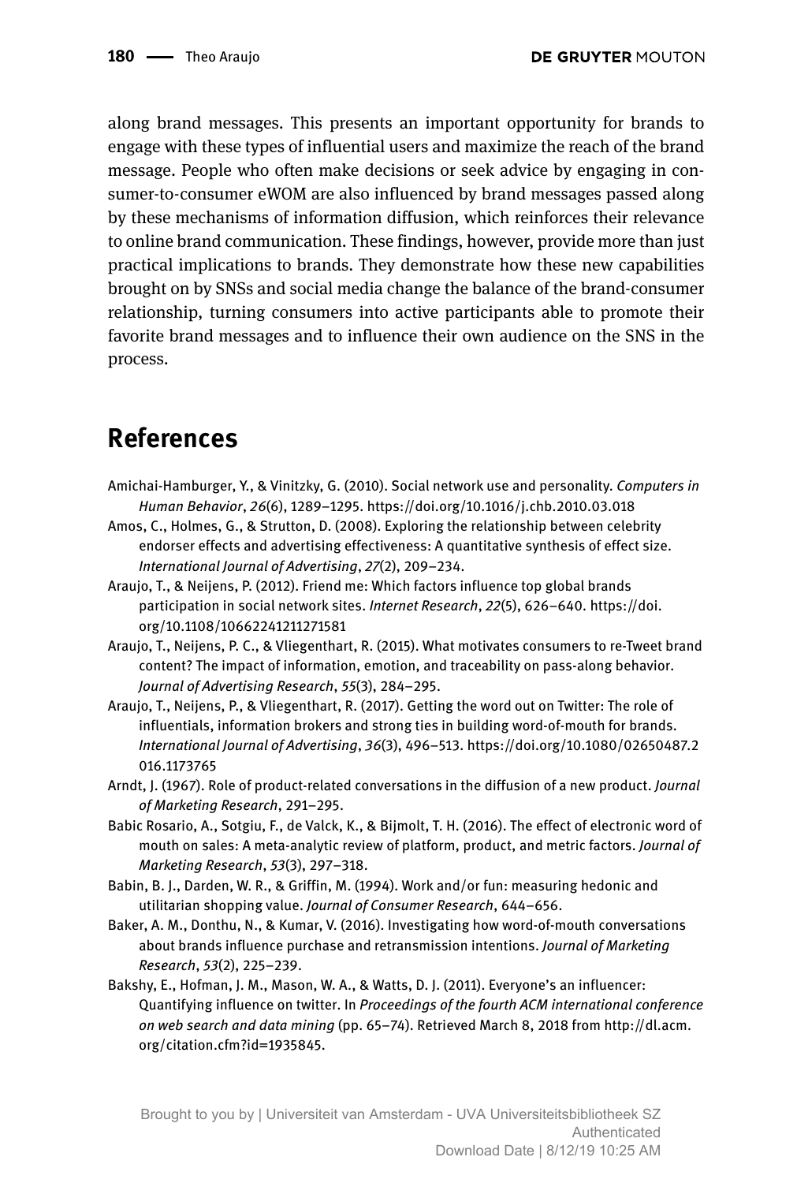along brand messages. This presents an important opportunity for brands to engage with these types of influential users and maximize the reach of the brand message. People who often make decisions or seek advice by engaging in consumer-to-consumer eWOM are also influenced by brand messages passed along by these mechanisms of information diffusion, which reinforces their relevance to online brand communication. These findings, however, provide more than just practical implications to brands. They demonstrate how these new capabilities brought on by SNSs and social media change the balance of the brand-consumer relationship, turning consumers into active participants able to promote their favorite brand messages and to influence their own audience on the SNS in the process.

## References

Amichai-Hamburger, Y., & Vinitzky, G. (2010). Social network use and personality. *Computers in Human Behavior*, *26*(6), 1289–1295. https://doi.org/10.1016/j.chb.2010.03.018

Amos, C., Holmes, G., & Strutton, D. (2008). Exploring the relationship between celebrity endorser effects and advertising effectiveness: A quantitative synthesis of effect size. *International Journal of Advertising*, *27*(2), 209–234.

Araujo, T., & Neijens, P. (2012). Friend me: Which factors influence top global brands participation in social network sites. *Internet Research*, *22*(5), 626–640. https://doi.org/10.1108/10662241211271581

Araujo, T., Neijens, P. C., & Vliegenthart, R. (2015). What motivates consumers to re-Tweet brand content? The impact of information, emotion, and traceability on pass-along behavior. *Journal of Advertising Research*, *55*(3), 284–295.

Araujo, T., Neijens, P., & Vliegenthart, R. (2017). Getting the word out on Twitter: The role of influentials, information brokers and strong ties in building word-of-mouth for brands. *International Journal of Advertising*, *36*(3), 496–513. https://doi.org/10.1080/02650487.2016.1173765

Arndt, J. (1967). Role of product-related conversations in the diffusion of a new product. *Journal of Marketing Research*, 291–295.

Babic Rosario, A., Sotgiu, F., de Valck, K., & Bijmolt, T. H. (2016). The effect of electronic word of mouth on sales: A meta-analytic review of platform, product, and metric factors. *Journal of Marketing Research*, *53*(3), 297–318.

Babin, B. J., Darden, W. R., & Griffin, M. (1994). Work and/or fun: measuring hedonic and utilitarian shopping value. *Journal of Consumer Research*, 644–656.

Baker, A. M., Donthu, N., & Kumar, V. (2016). Investigating how word-of-mouth conversations about brands influence purchase and retransmission intentions. *Journal of Marketing Research*, *53*(2), 225–239.

Bakshy, E., Hofman, J. M., Mason, W. A., & Watts, D. J. (2011). Everyone's an influencer: Quantifying influence on twitter. In *Proceedings of the fourth ACM international conference on web search and data mining* (pp. 65–74). Retrieved March 8, 2018 from http://dl.acm.org/citation.cfm?id=1935845.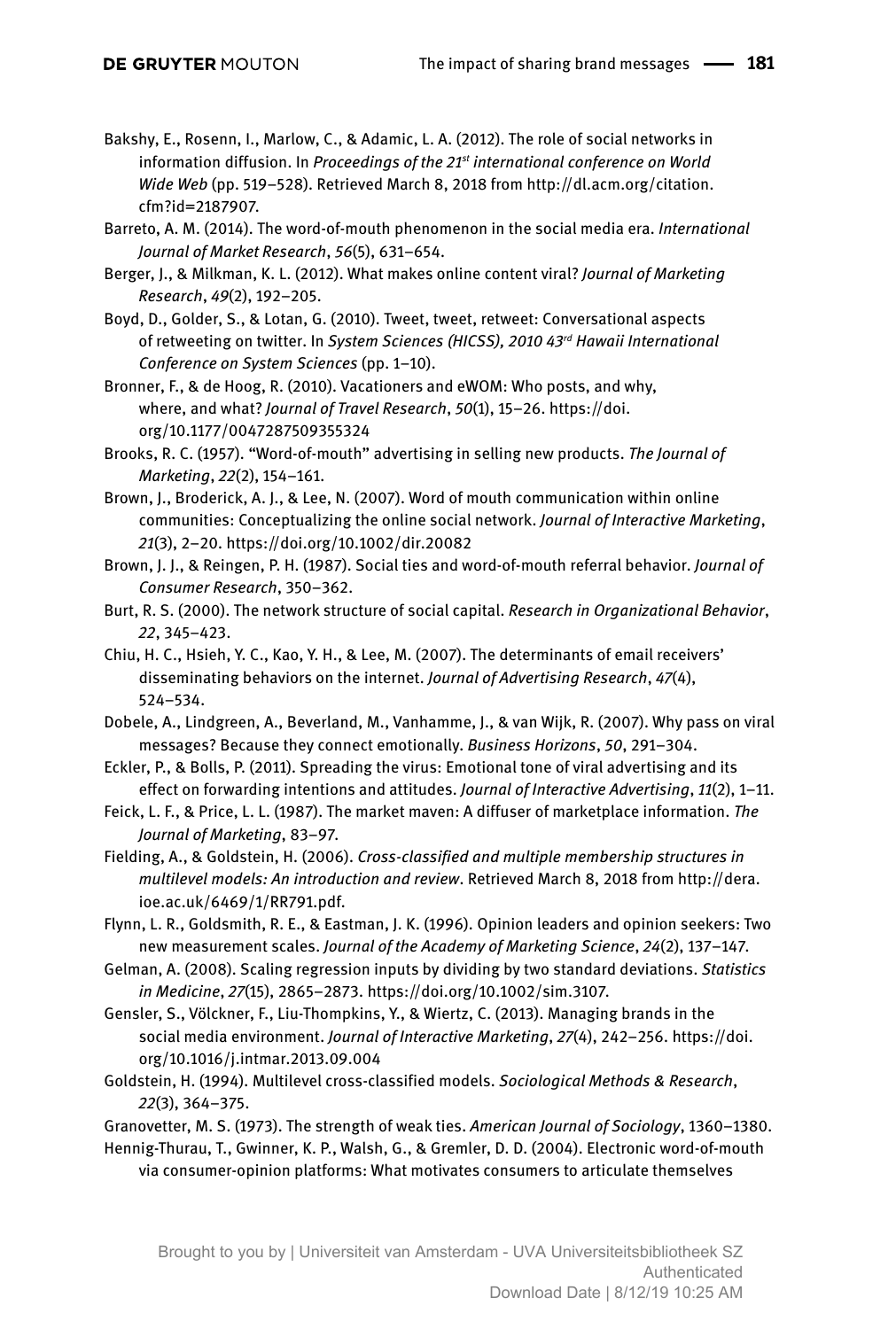Bakshy, E., Rosenn, I., Marlow, C., & Adamic, L. A. (2012). The role of social networks in information diffusion. In *Proceedings of the 21st international conference on World Wide Web* (pp. 519–528). Retrieved March 8, 2018 from http://dl.acm.org/citation.cfm?id=2187907.

Barreto, A. M. (2014). The word-of-mouth phenomenon in the social media era. *International Journal of Market Research*, *56*(5), 631–654.

Berger, J., & Milkman, K. L. (2012). What makes online content viral? *Journal of Marketing Research*, *49*(2), 192–205.

Boyd, D., Golder, S., & Lotan, G. (2010). Tweet, tweet, retweet: Conversational aspects of retweeting on twitter. In *System Sciences (HICSS), 2010 43rd Hawaii International Conference on System Sciences* (pp. 1–10).

Bronner, F., & de Hoog, R. (2010). Vacationers and eWOM: Who posts, and why, where, and what? *Journal of Travel Research*, *50*(1), 15–26. https://doi.org/10.1177/0047287509355324

Brooks, R. C. (1957). "Word-of-mouth" advertising in selling new products. *The Journal of Marketing*, *22*(2), 154–161.

Brown, J., Broderick, A. J., & Lee, N. (2007). Word of mouth communication within online communities: Conceptualizing the online social network. *Journal of Interactive Marketing*, *21*(3), 2–20. https://doi.org/10.1002/dir.20082

Brown, J. J., & Reingen, P. H. (1987). Social ties and word-of-mouth referral behavior. *Journal of Consumer Research*, 350–362.

Burt, R. S. (2000). The network structure of social capital. *Research in Organizational Behavior*, *22*, 345–423.

Chiu, H. C., Hsieh, Y. C., Kao, Y. H., & Lee, M. (2007). The determinants of email receivers' disseminating behaviors on the internet. *Journal of Advertising Research*, *47*(4), 524–534.

Dobele, A., Lindgreen, A., Beverland, M., Vanhamme, J., & van Wijk, R. (2007). Why pass on viral messages? Because they connect emotionally. *Business Horizons*, *50*, 291–304.

Eckler, P., & Bolls, P. (2011). Spreading the virus: Emotional tone of viral advertising and its effect on forwarding intentions and attitudes. *Journal of Interactive Advertising*, *11*(2), 1–11.

Feick, L. F., & Price, L. L. (1987). The market maven: A diffuser of marketplace information. *The Journal of Marketing*, 83–97.

Fielding, A., & Goldstein, H. (2006). *Cross-classified and multiple membership structures in multilevel models: An introduction and review*. Retrieved March 8, 2018 from http://dera.ioe.ac.uk/6469/1/RR791.pdf.

Flynn, L. R., Goldsmith, R. E., & Eastman, J. K. (1996). Opinion leaders and opinion seekers: Two new measurement scales. *Journal of the Academy of Marketing Science*, *24*(2), 137–147.

Gelman, A. (2008). Scaling regression inputs by dividing by two standard deviations. *Statistics in Medicine*, *27*(15), 2865–2873. https://doi.org/10.1002/sim.3107.

Gensler, S., Völckner, F., Liu-Thompkins, Y., & Wiertz, C. (2013). Managing brands in the social media environment. *Journal of Interactive Marketing*, *27*(4), 242–256. https://doi.org/10.1016/j.intmar.2013.09.004

Goldstein, H. (1994). Multilevel cross-classified models. *Sociological Methods & Research*, *22*(3), 364–375.

Granovetter, M. S. (1973). The strength of weak ties. *American Journal of Sociology*, 1360–1380.

Hennig-Thurau, T., Gwinner, K. P., Walsh, G., & Gremler, D. D. (2004). Electronic word-of-mouth via consumer-opinion platforms: What motivates consumers to articulate themselves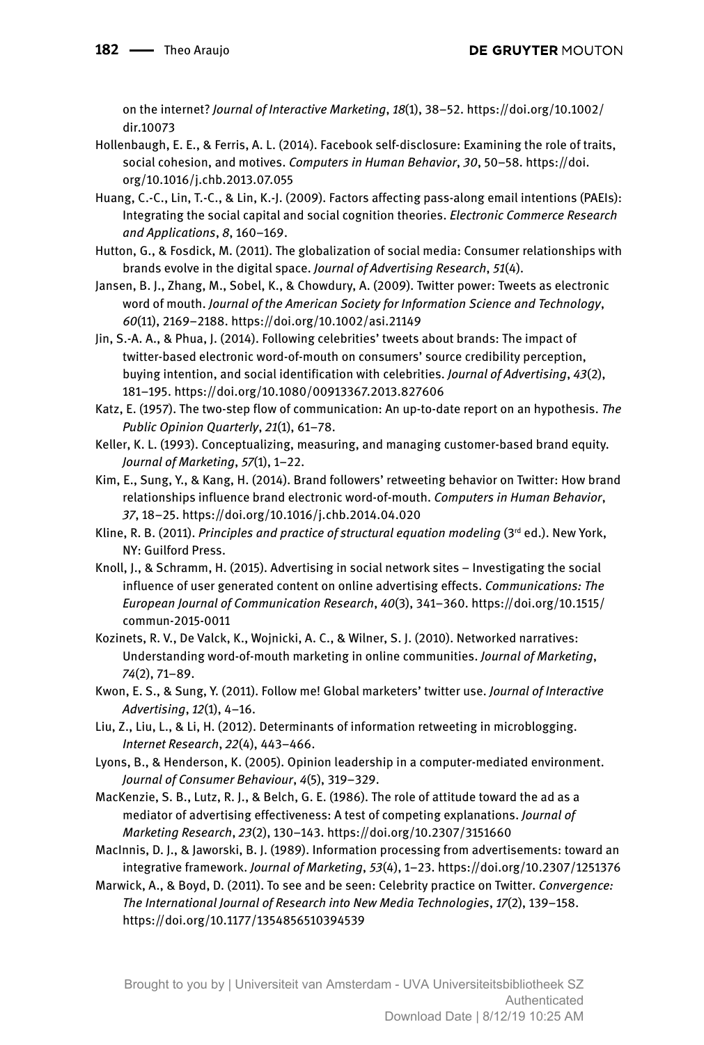on the internet? *Journal of Interactive Marketing*, *18*(1), 38–52. https://doi.org/10.1002/dir.10073

Hollenbaugh, E. E., & Ferris, A. L. (2014). Facebook self-disclosure: Examining the role of traits, social cohesion, and motives. *Computers in Human Behavior*, *30*, 50–58. https://doi.org/10.1016/j.chb.2013.07.055

Huang, C.-C., Lin, T.-C., & Lin, K.-J. (2009). Factors affecting pass-along email intentions (PAEIs): Integrating the social capital and social cognition theories. *Electronic Commerce Research and Applications*, *8*, 160–169.

Hutton, G., & Fosdick, M. (2011). The globalization of social media: Consumer relationships with brands evolve in the digital space. *Journal of Advertising Research*, *51*(4).

Jansen, B. J., Zhang, M., Sobel, K., & Chowdury, A. (2009). Twitter power: Tweets as electronic word of mouth. *Journal of the American Society for Information Science and Technology*, *60*(11), 2169–2188. https://doi.org/10.1002/asi.21149

Jin, S.-A. A., & Phua, J. (2014). Following celebrities' tweets about brands: The impact of twitter-based electronic word-of-mouth on consumers' source credibility perception, buying intention, and social identification with celebrities. *Journal of Advertising*, *43*(2), 181–195. https://doi.org/10.1080/00913367.2013.827606

Katz, E. (1957). The two-step flow of communication: An up-to-date report on an hypothesis. *The Public Opinion Quarterly*, *21*(1), 61–78.

Keller, K. L. (1993). Conceptualizing, measuring, and managing customer-based brand equity. *Journal of Marketing*, *57*(1), 1–22.

Kim, E., Sung, Y., & Kang, H. (2014). Brand followers' retweeting behavior on Twitter: How brand relationships influence brand electronic word-of-mouth. *Computers in Human Behavior*, *37*, 18–25. https://doi.org/10.1016/j.chb.2014.04.020

Kline, R. B. (2011). *Principles and practice of structural equation modeling* (3rd ed.). New York, NY: Guilford Press.

Knoll, J., & Schramm, H. (2015). Advertising in social network sites – Investigating the social influence of user generated content on online advertising effects. *Communications: The European Journal of Communication Research*, *40*(3), 341–360. https://doi.org/10.1515/commun-2015-0011

Kozinets, R. V., De Valck, K., Wojnicki, A. C., & Wilner, S. J. (2010). Networked narratives: Understanding word-of-mouth marketing in online communities. *Journal of Marketing*, *74*(2), 71–89.

Kwon, E. S., & Sung, Y. (2011). Follow me! Global marketers' twitter use. *Journal of Interactive Advertising*, *12*(1), 4–16.

Liu, Z., Liu, L., & Li, H. (2012). Determinants of information retweeting in microblogging. *Internet Research*, *22*(4), 443–466.

Lyons, B., & Henderson, K. (2005). Opinion leadership in a computer-mediated environment. *Journal of Consumer Behaviour*, *4*(5), 319–329.

MacKenzie, S. B., Lutz, R. J., & Belch, G. E. (1986). The role of attitude toward the ad as a mediator of advertising effectiveness: A test of competing explanations. *Journal of Marketing Research*, *23*(2), 130–143. https://doi.org/10.2307/3151660

MacInnis, D. J., & Jaworski, B. J. (1989). Information processing from advertisements: toward an integrative framework. *Journal of Marketing*, *53*(4), 1–23. https://doi.org/10.2307/1251376

Marwick, A., & Boyd, D. (2011). To see and be seen: Celebrity practice on Twitter. *Convergence: The International Journal of Research into New Media Technologies*, *17*(2), 139–158. https://doi.org/10.1177/1354856510394539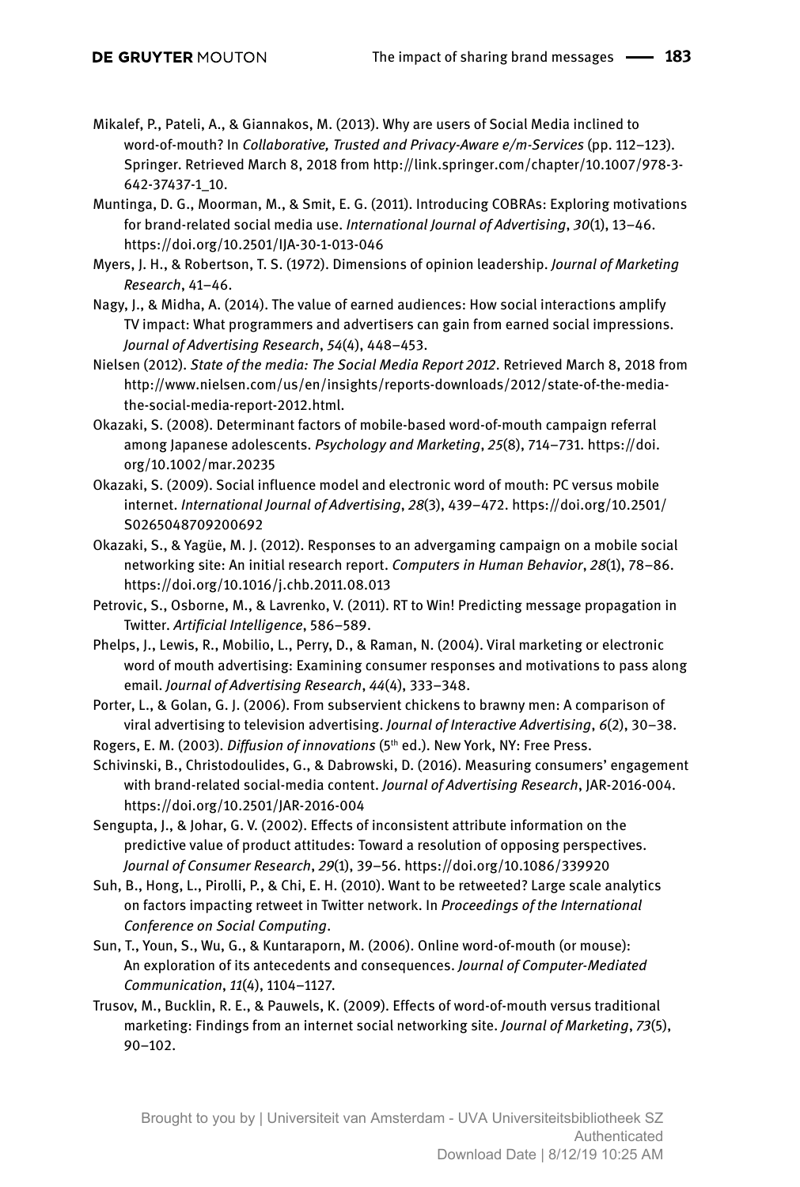Mikalef, P., Pateli, A., & Giannakos, M. (2013). Why are users of Social Media inclined to word-of-mouth? In *Collaborative, Trusted and Privacy-Aware e/m-Services* (pp. 112–123). Springer. Retrieved March 8, 2018 from http://link.springer.com/chapter/10.1007/978-3-642-37437-1_10.

Muntinga, D. G., Moorman, M., & Smit, E. G. (2011). Introducing COBRAs: Exploring motivations for brand-related social media use. *International Journal of Advertising*, *30*(1), 13–46. https://doi.org/10.2501/IJA-30-1-013-046

Myers, J. H., & Robertson, T. S. (1972). Dimensions of opinion leadership. *Journal of Marketing Research*, 41–46.

Nagy, J., & Midha, A. (2014). The value of earned audiences: How social interactions amplify TV impact: What programmers and advertisers can gain from earned social impressions. *Journal of Advertising Research*, *54*(4), 448–453.

Nielsen (2012). *State of the media: The Social Media Report 2012*. Retrieved March 8, 2018 from http://www.nielsen.com/us/en/insights/reports-downloads/2012/state-of-the-media-the-social-media-report-2012.html.

Okazaki, S. (2008). Determinant factors of mobile-based word-of-mouth campaign referral among Japanese adolescents. *Psychology and Marketing*, *25*(8), 714–731. https://doi.org/10.1002/mar.20235

Okazaki, S. (2009). Social influence model and electronic word of mouth: PC versus mobile internet. *International Journal of Advertising*, *28*(3), 439–472. https://doi.org/10.2501/S0265048709200692

Okazaki, S., & Yagüe, M. J. (2012). Responses to an advergaming campaign on a mobile social networking site: An initial research report. *Computers in Human Behavior*, *28*(1), 78–86. https://doi.org/10.1016/j.chb.2011.08.013

Petrovic, S., Osborne, M., & Lavrenko, V. (2011). RT to Win! Predicting message propagation in Twitter. *Artificial Intelligence*, 586–589.

Phelps, J., Lewis, R., Mobilio, L., Perry, D., & Raman, N. (2004). Viral marketing or electronic word of mouth advertising: Examining consumer responses and motivations to pass along email. *Journal of Advertising Research*, *44*(4), 333–348.

Porter, L., & Golan, G. J. (2006). From subservient chickens to brawny men: A comparison of viral advertising to television advertising. *Journal of Interactive Advertising*, *6*(2), 30–38.

Rogers, E. M. (2003). *Diffusion of innovations* (5th ed.). New York, NY: Free Press.

Schivinski, B., Christodoulides, G., & Dabrowski, D. (2016). Measuring consumers' engagement with brand-related social-media content. *Journal of Advertising Research*, JAR-2016-004. https://doi.org/10.2501/JAR-2016-004

Sengupta, J., & Johar, G. V. (2002). Effects of inconsistent attribute information on the predictive value of product attitudes: Toward a resolution of opposing perspectives. *Journal of Consumer Research*, *29*(1), 39–56. https://doi.org/10.1086/339920

Suh, B., Hong, L., Pirolli, P., & Chi, E. H. (2010). Want to be retweeted? Large scale analytics on factors impacting retweet in Twitter network. In *Proceedings of the International Conference on Social Computing*.

Sun, T., Youn, S., Wu, G., & Kuntaraporn, M. (2006). Online word-of-mouth (or mouse): An exploration of its antecedents and consequences. *Journal of Computer-Mediated Communication*, *11*(4), 1104–1127.

Trusov, M., Bucklin, R. E., & Pauwels, K. (2009). Effects of word-of-mouth versus traditional marketing: Findings from an internet social networking site. *Journal of Marketing*, *73*(5), 90–102.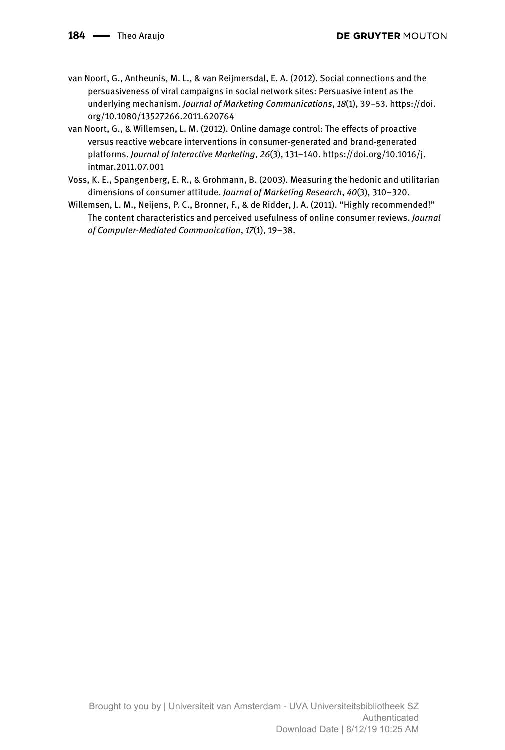van Noort, G., Antheunis, M. L., & van Reijmersdal, E. A. (2012). Social connections and the persuasiveness of viral campaigns in social network sites: Persuasive intent as the underlying mechanism. *Journal of Marketing Communications*, *18*(1), 39–53. https://doi.org/10.1080/13527266.2011.620764

van Noort, G., & Willemsen, L. M. (2012). Online damage control: The effects of proactive versus reactive webcare interventions in consumer-generated and brand-generated platforms. *Journal of Interactive Marketing*, *26*(3), 131–140. https://doi.org/10.1016/j.intmar.2011.07.001

Voss, K. E., Spangenberg, E. R., & Grohmann, B. (2003). Measuring the hedonic and utilitarian dimensions of consumer attitude. *Journal of Marketing Research*, *40*(3), 310–320.

Willemsen, L. M., Neijens, P. C., Bronner, F., & de Ridder, J. A. (2011). "Highly recommended!" The content characteristics and perceived usefulness of online consumer reviews. *Journal of Computer-Mediated Communication*, *17*(1), 19–38.